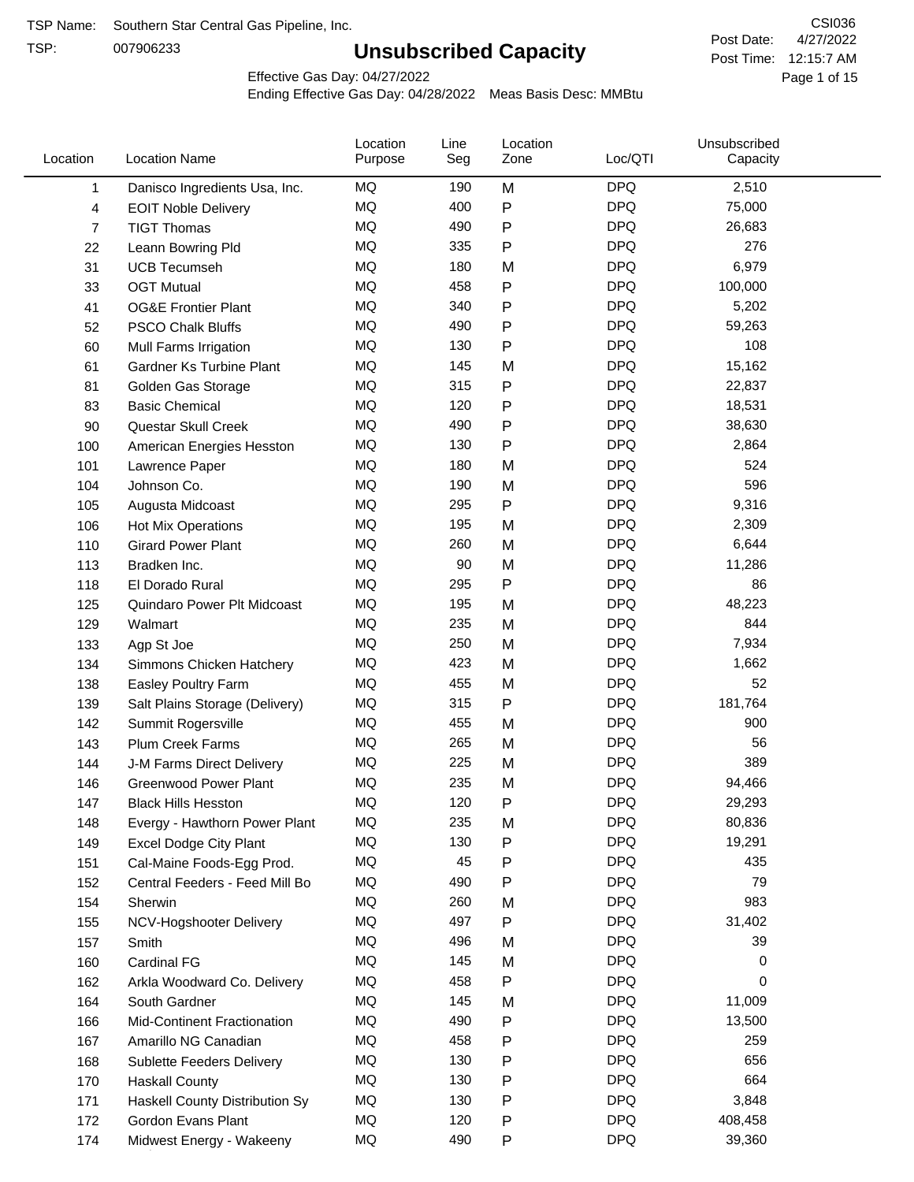TSP Name: Southern Star Central Gas Pipeline, Inc.

TSP: 007906233

CSI036

# Unsubscribed Capacity

Post Date: 4/27/2022

Post Time: 12:15:7 AM

Effective Gas Day: 04/27/2022

Ending Effective Gas Day: 04/28/2022 Meas Basis Desc: MMBtu

| Location | Location Name | Location Purpose | Line Seg | Location Zone | Loc/QTI | Unsubscribed Capacity |
|---|---|---|---|---|---|---|
| 1 | Danisco Ingredients Usa, Inc. | MQ | 190 | M | DPQ | 2,510 |
| 4 | EOIT Noble Delivery | MQ | 400 | P | DPQ | 75,000 |
| 7 | TIGT Thomas | MQ | 490 | P | DPQ | 26,683 |
| 22 | Leann Bowring Pld | MQ | 335 | P | DPQ | 276 |
| 31 | UCB Tecumseh | MQ | 180 | M | DPQ | 6,979 |
| 33 | OGT Mutual | MQ | 458 | P | DPQ | 100,000 |
| 41 | OG&E Frontier Plant | MQ | 340 | P | DPQ | 5,202 |
| 52 | PSCO Chalk Bluffs | MQ | 490 | P | DPQ | 59,263 |
| 60 | Mull Farms Irrigation | MQ | 130 | P | DPQ | 108 |
| 61 | Gardner Ks Turbine Plant | MQ | 145 | M | DPQ | 15,162 |
| 81 | Golden Gas Storage | MQ | 315 | P | DPQ | 22,837 |
| 83 | Basic Chemical | MQ | 120 | P | DPQ | 18,531 |
| 90 | Questar Skull Creek | MQ | 490 | P | DPQ | 38,630 |
| 100 | American Energies Hesston | MQ | 130 | P | DPQ | 2,864 |
| 101 | Lawrence Paper | MQ | 180 | M | DPQ | 524 |
| 104 | Johnson Co. | MQ | 190 | M | DPQ | 596 |
| 105 | Augusta Midcoast | MQ | 295 | P | DPQ | 9,316 |
| 106 | Hot Mix Operations | MQ | 195 | M | DPQ | 2,309 |
| 110 | Girard Power Plant | MQ | 260 | M | DPQ | 6,644 |
| 113 | Bradken Inc. | MQ | 90 | M | DPQ | 11,286 |
| 118 | El Dorado Rural | MQ | 295 | P | DPQ | 86 |
| 125 | Quindaro Power Plt Midcoast | MQ | 195 | M | DPQ | 48,223 |
| 129 | Walmart | MQ | 235 | M | DPQ | 844 |
| 133 | Agp St Joe | MQ | 250 | M | DPQ | 7,934 |
| 134 | Simmons Chicken Hatchery | MQ | 423 | M | DPQ | 1,662 |
| 138 | Easley Poultry Farm | MQ | 455 | M | DPQ | 52 |
| 139 | Salt Plains Storage (Delivery) | MQ | 315 | P | DPQ | 181,764 |
| 142 | Summit Rogersville | MQ | 455 | M | DPQ | 900 |
| 143 | Plum Creek Farms | MQ | 265 | M | DPQ | 56 |
| 144 | J-M Farms Direct Delivery | MQ | 225 | M | DPQ | 389 |
| 146 | Greenwood Power Plant | MQ | 235 | M | DPQ | 94,466 |
| 147 | Black Hills Hesston | MQ | 120 | P | DPQ | 29,293 |
| 148 | Evergy - Hawthorn Power Plant | MQ | 235 | M | DPQ | 80,836 |
| 149 | Excel Dodge City Plant | MQ | 130 | P | DPQ | 19,291 |
| 151 | Cal-Maine Foods-Egg Prod. | MQ | 45 | P | DPQ | 435 |
| 152 | Central Feeders - Feed Mill Bo | MQ | 490 | P | DPQ | 79 |
| 154 | Sherwin | MQ | 260 | M | DPQ | 983 |
| 155 | NCV-Hogshooter Delivery | MQ | 497 | P | DPQ | 31,402 |
| 157 | Smith | MQ | 496 | M | DPQ | 39 |
| 160 | Cardinal FG | MQ | 145 | M | DPQ | 0 |
| 162 | Arkla Woodward Co. Delivery | MQ | 458 | P | DPQ | 0 |
| 164 | South Gardner | MQ | 145 | M | DPQ | 11,009 |
| 166 | Mid-Continent Fractionation | MQ | 490 | P | DPQ | 13,500 |
| 167 | Amarillo NG Canadian | MQ | 458 | P | DPQ | 259 |
| 168 | Sublette Feeders Delivery | MQ | 130 | P | DPQ | 656 |
| 170 | Haskall County | MQ | 130 | P | DPQ | 664 |
| 171 | Haskall County Distribution Sy | MQ | 130 | P | DPQ | 3,848 |
| 172 | Gordon Evans Plant | MQ | 120 | P | DPQ | 408,458 |
| 174 | Midwest Energy - Wakeeny | MQ | 490 | P | DPQ | 39,360 |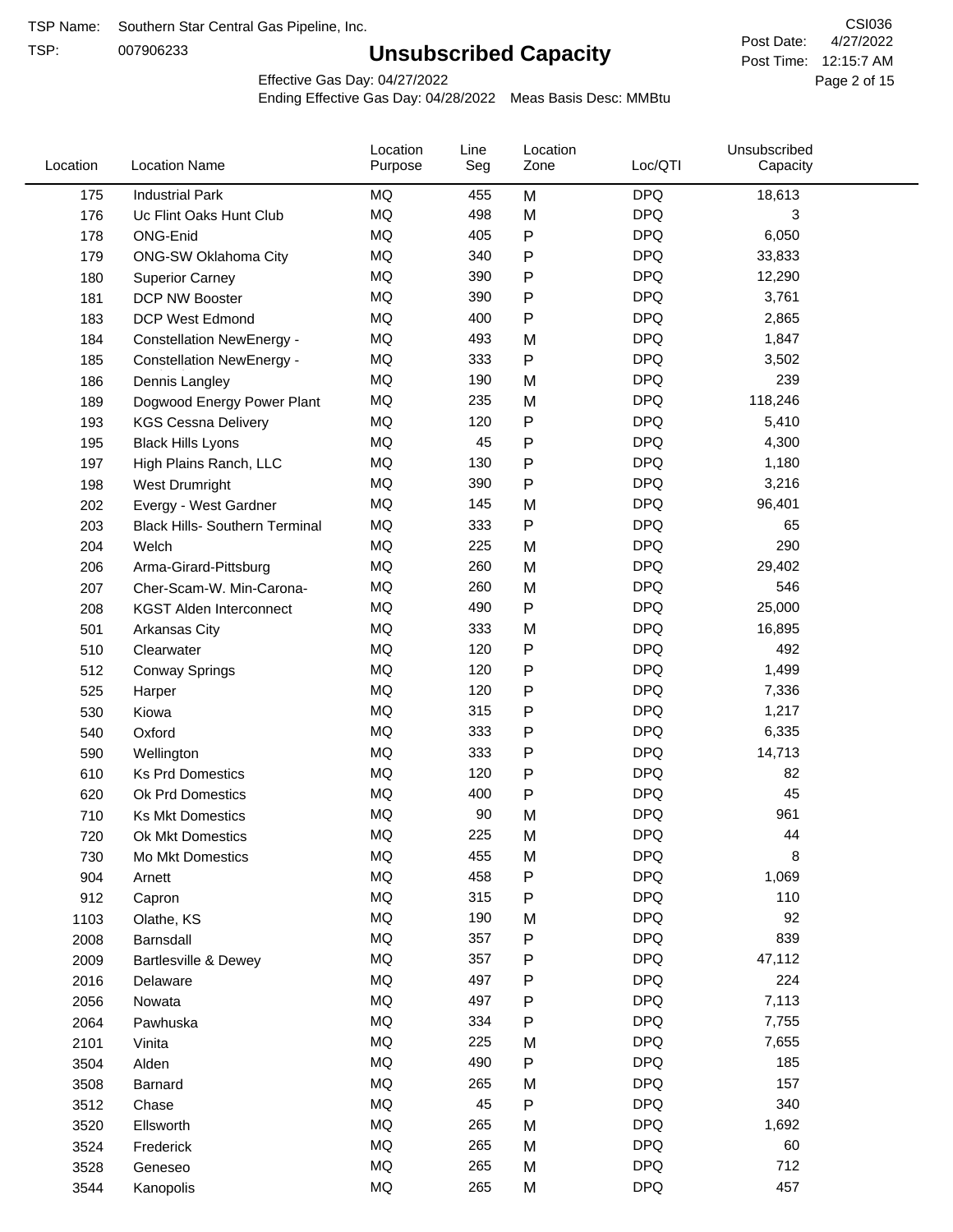TSP Name: Southern Star Central Gas Pipeline, Inc.

TSP: 007906233

# Unsubscribed Capacity

CSI036

Post Date: 4/27/2022

Post Time: 12:15:7 AM

Effective Gas Day: 04/27/2022

Ending Effective Gas Day: 04/28/2022 Meas Basis Desc: MMBtu

| Location | Location Name | Location Purpose | Line Seg | Location Zone | Loc/QTI | Unsubscribed Capacity |
|---|---|---|---|---|---|---|
| 175 | Industrial Park | MQ | 455 | M | DPQ | 18,613 |
| 176 | Uc Flint Oaks Hunt Club | MQ | 498 | M | DPQ | 3 |
| 178 | ONG-Enid | MQ | 405 | P | DPQ | 6,050 |
| 179 | ONG-SW Oklahoma City | MQ | 340 | P | DPQ | 33,833 |
| 180 | Superior Carney | MQ | 390 | P | DPQ | 12,290 |
| 181 | DCP NW Booster | MQ | 390 | P | DPQ | 3,761 |
| 183 | DCP West Edmond | MQ | 400 | P | DPQ | 2,865 |
| 184 | Constellation NewEnergy - | MQ | 493 | M | DPQ | 1,847 |
| 185 | Constellation NewEnergy - | MQ | 333 | P | DPQ | 3,502 |
| 186 | Dennis Langley | MQ | 190 | M | DPQ | 239 |
| 189 | Dogwood Energy Power Plant | MQ | 235 | M | DPQ | 118,246 |
| 193 | KGS Cessna Delivery | MQ | 120 | P | DPQ | 5,410 |
| 195 | Black Hills Lyons | MQ | 45 | P | DPQ | 4,300 |
| 197 | High Plains Ranch, LLC | MQ | 130 | P | DPQ | 1,180 |
| 198 | West Drumright | MQ | 390 | P | DPQ | 3,216 |
| 202 | Evergy - West Gardner | MQ | 145 | M | DPQ | 96,401 |
| 203 | Black Hills- Southern Terminal | MQ | 333 | P | DPQ | 65 |
| 204 | Welch | MQ | 225 | M | DPQ | 290 |
| 206 | Arma-Girard-Pittsburg | MQ | 260 | M | DPQ | 29,402 |
| 207 | Cher-Scam-W. Min-Carona- | MQ | 260 | M | DPQ | 546 |
| 208 | KGST Alden Interconnect | MQ | 490 | P | DPQ | 25,000 |
| 501 | Arkansas City | MQ | 333 | M | DPQ | 16,895 |
| 510 | Clearwater | MQ | 120 | P | DPQ | 492 |
| 512 | Conway Springs | MQ | 120 | P | DPQ | 1,499 |
| 525 | Harper | MQ | 120 | P | DPQ | 7,336 |
| 530 | Kiowa | MQ | 315 | P | DPQ | 1,217 |
| 540 | Oxford | MQ | 333 | P | DPQ | 6,335 |
| 590 | Wellington | MQ | 333 | P | DPQ | 14,713 |
| 610 | Ks Prd Domestics | MQ | 120 | P | DPQ | 82 |
| 620 | Ok Prd Domestics | MQ | 400 | P | DPQ | 45 |
| 710 | Ks Mkt Domestics | MQ | 90 | M | DPQ | 961 |
| 720 | Ok Mkt Domestics | MQ | 225 | M | DPQ | 44 |
| 730 | Mo Mkt Domestics | MQ | 455 | M | DPQ | 8 |
| 904 | Arnett | MQ | 458 | P | DPQ | 1,069 |
| 912 | Capron | MQ | 315 | P | DPQ | 110 |
| 1103 | Olathe, KS | MQ | 190 | M | DPQ | 92 |
| 2008 | Barnsdall | MQ | 357 | P | DPQ | 839 |
| 2009 | Bartlesville & Dewey | MQ | 357 | P | DPQ | 47,112 |
| 2016 | Delaware | MQ | 497 | P | DPQ | 224 |
| 2056 | Nowata | MQ | 497 | P | DPQ | 7,113 |
| 2064 | Pawhuska | MQ | 334 | P | DPQ | 7,755 |
| 2101 | Vinita | MQ | 225 | M | DPQ | 7,655 |
| 3504 | Alden | MQ | 490 | P | DPQ | 185 |
| 3508 | Barnard | MQ | 265 | M | DPQ | 157 |
| 3512 | Chase | MQ | 45 | P | DPQ | 340 |
| 3520 | Ellsworth | MQ | 265 | M | DPQ | 1,692 |
| 3524 | Frederick | MQ | 265 | M | DPQ | 60 |
| 3528 | Geneseo | MQ | 265 | M | DPQ | 712 |
| 3544 | Kanopolis | MQ | 265 | M | DPQ | 457 |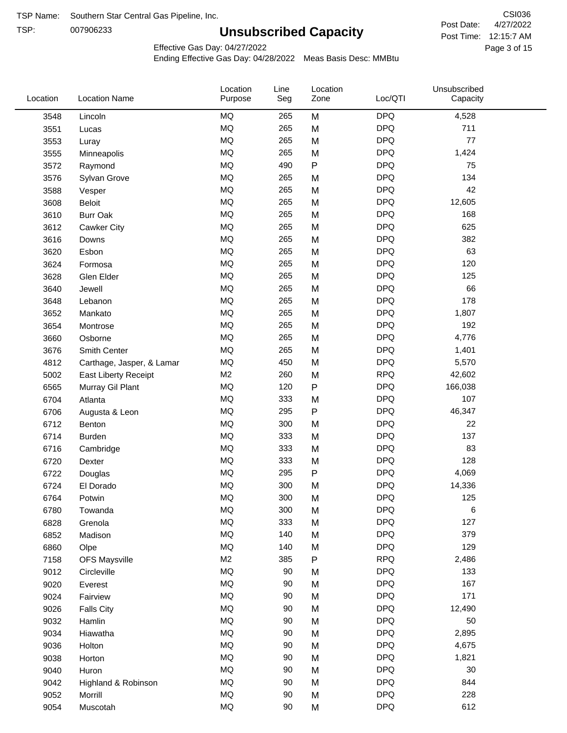TSP Name: Southern Star Central Gas Pipeline, Inc.
TSP: 007906233

# Unsubscribed Capacity

CSI036
Post Date: 4/27/2022
Post Time: 12:15:7 AM

Effective Gas Day: 04/27/2022
Ending Effective Gas Day: 04/28/2022 Meas Basis Desc: MMBtu

| Location | Location Name | Location Purpose | Line Seg | Location Zone | Loc/QTI | Unsubscribed Capacity |
|---|---|---|---|---|---|---|
| 3548 | Lincoln | MQ | 265 | M | DPQ | 4,528 |
| 3551 | Lucas | MQ | 265 | M | DPQ | 711 |
| 3553 | Luray | MQ | 265 | M | DPQ | 77 |
| 3555 | Minneapolis | MQ | 265 | M | DPQ | 1,424 |
| 3572 | Raymond | MQ | 490 | P | DPQ | 75 |
| 3576 | Sylvan Grove | MQ | 265 | M | DPQ | 134 |
| 3588 | Vesper | MQ | 265 | M | DPQ | 42 |
| 3608 | Beloit | MQ | 265 | M | DPQ | 12,605 |
| 3610 | Burr Oak | MQ | 265 | M | DPQ | 168 |
| 3612 | Cawker City | MQ | 265 | M | DPQ | 625 |
| 3616 | Downs | MQ | 265 | M | DPQ | 382 |
| 3620 | Esbon | MQ | 265 | M | DPQ | 63 |
| 3624 | Formosa | MQ | 265 | M | DPQ | 120 |
| 3628 | Glen Elder | MQ | 265 | M | DPQ | 125 |
| 3640 | Jewell | MQ | 265 | M | DPQ | 66 |
| 3648 | Lebanon | MQ | 265 | M | DPQ | 178 |
| 3652 | Mankato | MQ | 265 | M | DPQ | 1,807 |
| 3654 | Montrose | MQ | 265 | M | DPQ | 192 |
| 3660 | Osborne | MQ | 265 | M | DPQ | 4,776 |
| 3676 | Smith Center | MQ | 265 | M | DPQ | 1,401 |
| 4812 | Carthage, Jasper, & Lamar | MQ | 450 | M | DPQ | 5,570 |
| 5002 | East Liberty Receipt | M2 | 260 | M | RPQ | 42,602 |
| 6565 | Murray Gil Plant | MQ | 120 | P | DPQ | 166,038 |
| 6704 | Atlanta | MQ | 333 | M | DPQ | 107 |
| 6706 | Augusta & Leon | MQ | 295 | P | DPQ | 46,347 |
| 6712 | Benton | MQ | 300 | M | DPQ | 22 |
| 6714 | Burden | MQ | 333 | M | DPQ | 137 |
| 6716 | Cambridge | MQ | 333 | M | DPQ | 83 |
| 6720 | Dexter | MQ | 333 | M | DPQ | 128 |
| 6722 | Douglas | MQ | 295 | P | DPQ | 4,069 |
| 6724 | El Dorado | MQ | 300 | M | DPQ | 14,336 |
| 6764 | Potwin | MQ | 300 | M | DPQ | 125 |
| 6780 | Towanda | MQ | 300 | M | DPQ | 6 |
| 6828 | Grenola | MQ | 333 | M | DPQ | 127 |
| 6852 | Madison | MQ | 140 | M | DPQ | 379 |
| 6860 | Olpe | MQ | 140 | M | DPQ | 129 |
| 7158 | OFS Maysville | M2 | 385 | P | RPQ | 2,486 |
| 9012 | Circleville | MQ | 90 | M | DPQ | 133 |
| 9020 | Everest | MQ | 90 | M | DPQ | 167 |
| 9024 | Fairview | MQ | 90 | M | DPQ | 171 |
| 9026 | Falls City | MQ | 90 | M | DPQ | 12,490 |
| 9032 | Hamlin | MQ | 90 | M | DPQ | 50 |
| 9034 | Hiawatha | MQ | 90 | M | DPQ | 2,895 |
| 9036 | Holton | MQ | 90 | M | DPQ | 4,675 |
| 9038 | Horton | MQ | 90 | M | DPQ | 1,821 |
| 9040 | Huron | MQ | 90 | M | DPQ | 30 |
| 9042 | Highland & Robinson | MQ | 90 | M | DPQ | 844 |
| 9052 | Morrill | MQ | 90 | M | DPQ | 228 |
| 9054 | Muscotah | MQ | 90 | M | DPQ | 612 |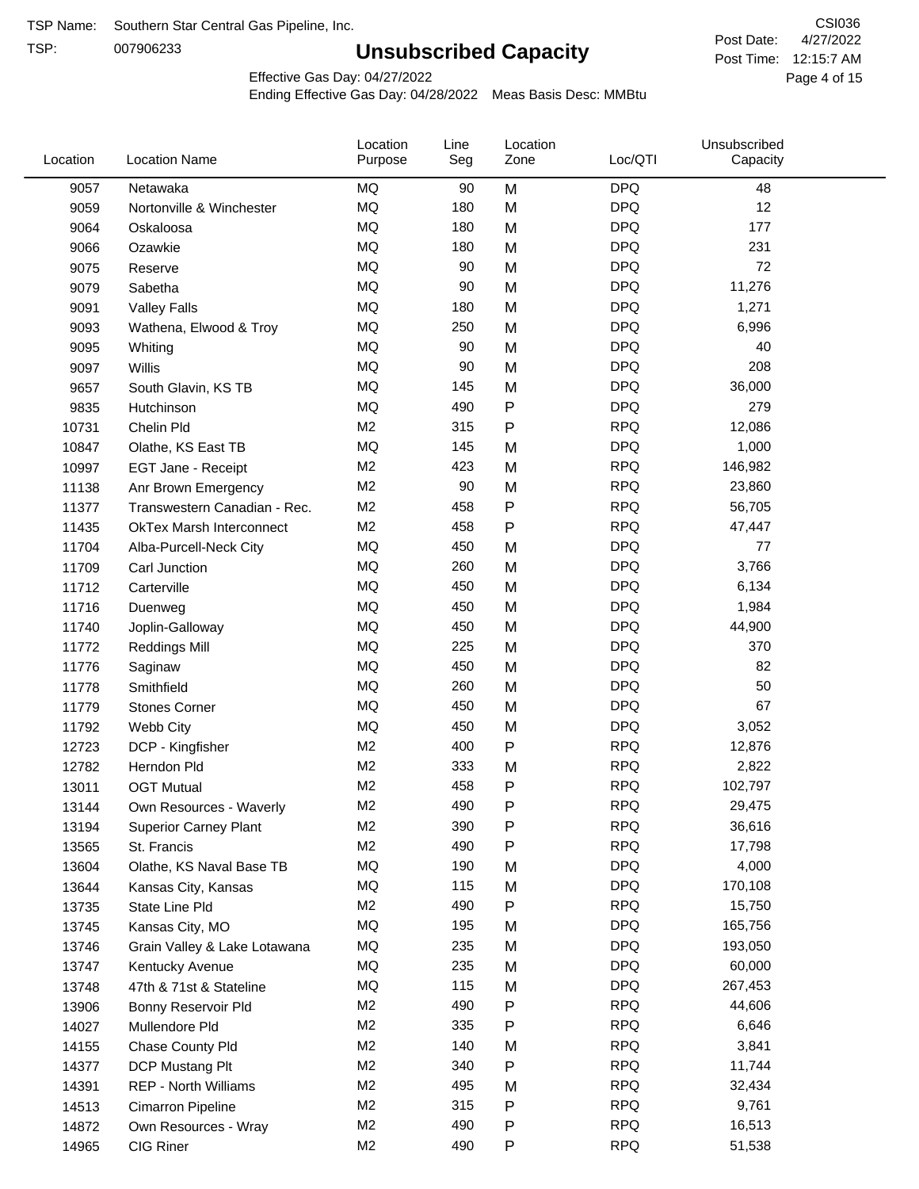TSP Name: Southern Star Central Gas Pipeline, Inc.

TSP: 007906233

# Unsubscribed Capacity

CSI036

Post Date: 4/27/2022

Post Time: 12:15:7 AM

Effective Gas Day: 04/27/2022

Ending Effective Gas Day: 04/28/2022 Meas Basis Desc: MMBtu

| Location | Location Name | Location Purpose | Line Seg | Location Zone | Loc/QTI | Unsubscribed Capacity |
|---|---|---|---|---|---|---|
| 9057 | Netawaka | MQ | 90 | M | DPQ | 48 |
| 9059 | Nortonville & Winchester | MQ | 180 | M | DPQ | 12 |
| 9064 | Oskaloosa | MQ | 180 | M | DPQ | 177 |
| 9066 | Ozawkie | MQ | 180 | M | DPQ | 231 |
| 9075 | Reserve | MQ | 90 | M | DPQ | 72 |
| 9079 | Sabetha | MQ | 90 | M | DPQ | 11,276 |
| 9091 | Valley Falls | MQ | 180 | M | DPQ | 1,271 |
| 9093 | Wathena, Elwood & Troy | MQ | 250 | M | DPQ | 6,996 |
| 9095 | Whiting | MQ | 90 | M | DPQ | 40 |
| 9097 | Willis | MQ | 90 | M | DPQ | 208 |
| 9657 | South Glavin, KS TB | MQ | 145 | M | DPQ | 36,000 |
| 9835 | Hutchinson | MQ | 490 | P | DPQ | 279 |
| 10731 | Chelin Pld | M2 | 315 | P | RPQ | 12,086 |
| 10847 | Olathe, KS East TB | MQ | 145 | M | DPQ | 1,000 |
| 10997 | EGT Jane - Receipt | M2 | 423 | M | RPQ | 146,982 |
| 11138 | Anr Brown Emergency | M2 | 90 | M | RPQ | 23,860 |
| 11377 | Transwestern Canadian - Rec. | M2 | 458 | P | RPQ | 56,705 |
| 11435 | OkTex Marsh Interconnect | M2 | 458 | P | RPQ | 47,447 |
| 11704 | Alba-Purcell-Neck City | MQ | 450 | M | DPQ | 77 |
| 11709 | Carl Junction | MQ | 260 | M | DPQ | 3,766 |
| 11712 | Carterville | MQ | 450 | M | DPQ | 6,134 |
| 11716 | Duenweg | MQ | 450 | M | DPQ | 1,984 |
| 11740 | Joplin-Galloway | MQ | 450 | M | DPQ | 44,900 |
| 11772 | Reddings Mill | MQ | 225 | M | DPQ | 370 |
| 11776 | Saginaw | MQ | 450 | M | DPQ | 82 |
| 11778 | Smithfield | MQ | 260 | M | DPQ | 50 |
| 11779 | Stones Corner | MQ | 450 | M | DPQ | 67 |
| 11792 | Webb City | MQ | 450 | M | DPQ | 3,052 |
| 12723 | DCP - Kingfisher | M2 | 400 | P | RPQ | 12,876 |
| 12782 | Herndon Pld | M2 | 333 | M | RPQ | 2,822 |
| 13011 | OGT Mutual | M2 | 458 | P | RPQ | 102,797 |
| 13144 | Own Resources - Waverly | M2 | 490 | P | RPQ | 29,475 |
| 13194 | Superior Carney Plant | M2 | 390 | P | RPQ | 36,616 |
| 13565 | St. Francis | M2 | 490 | P | RPQ | 17,798 |
| 13604 | Olathe, KS Naval Base TB | MQ | 190 | M | DPQ | 4,000 |
| 13644 | Kansas City, Kansas | MQ | 115 | M | DPQ | 170,108 |
| 13735 | State Line Pld | M2 | 490 | P | RPQ | 15,750 |
| 13745 | Kansas City, MO | MQ | 195 | M | DPQ | 165,756 |
| 13746 | Grain Valley & Lake Lotawana | MQ | 235 | M | DPQ | 193,050 |
| 13747 | Kentucky Avenue | MQ | 235 | M | DPQ | 60,000 |
| 13748 | 47th & 71st & Stateline | MQ | 115 | M | DPQ | 267,453 |
| 13906 | Bonny Reservoir Pld | M2 | 490 | P | RPQ | 44,606 |
| 14027 | Mullendore Pld | M2 | 335 | P | RPQ | 6,646 |
| 14155 | Chase County Pld | M2 | 140 | M | RPQ | 3,841 |
| 14377 | DCP Mustang Plt | M2 | 340 | P | RPQ | 11,744 |
| 14391 | REP - North Williams | M2 | 495 | M | RPQ | 32,434 |
| 14513 | Cimarron Pipeline | M2 | 315 | P | RPQ | 9,761 |
| 14872 | Own Resources - Wray | M2 | 490 | P | RPQ | 16,513 |
| 14965 | CIG Riner | M2 | 490 | P | RPQ | 51,538 |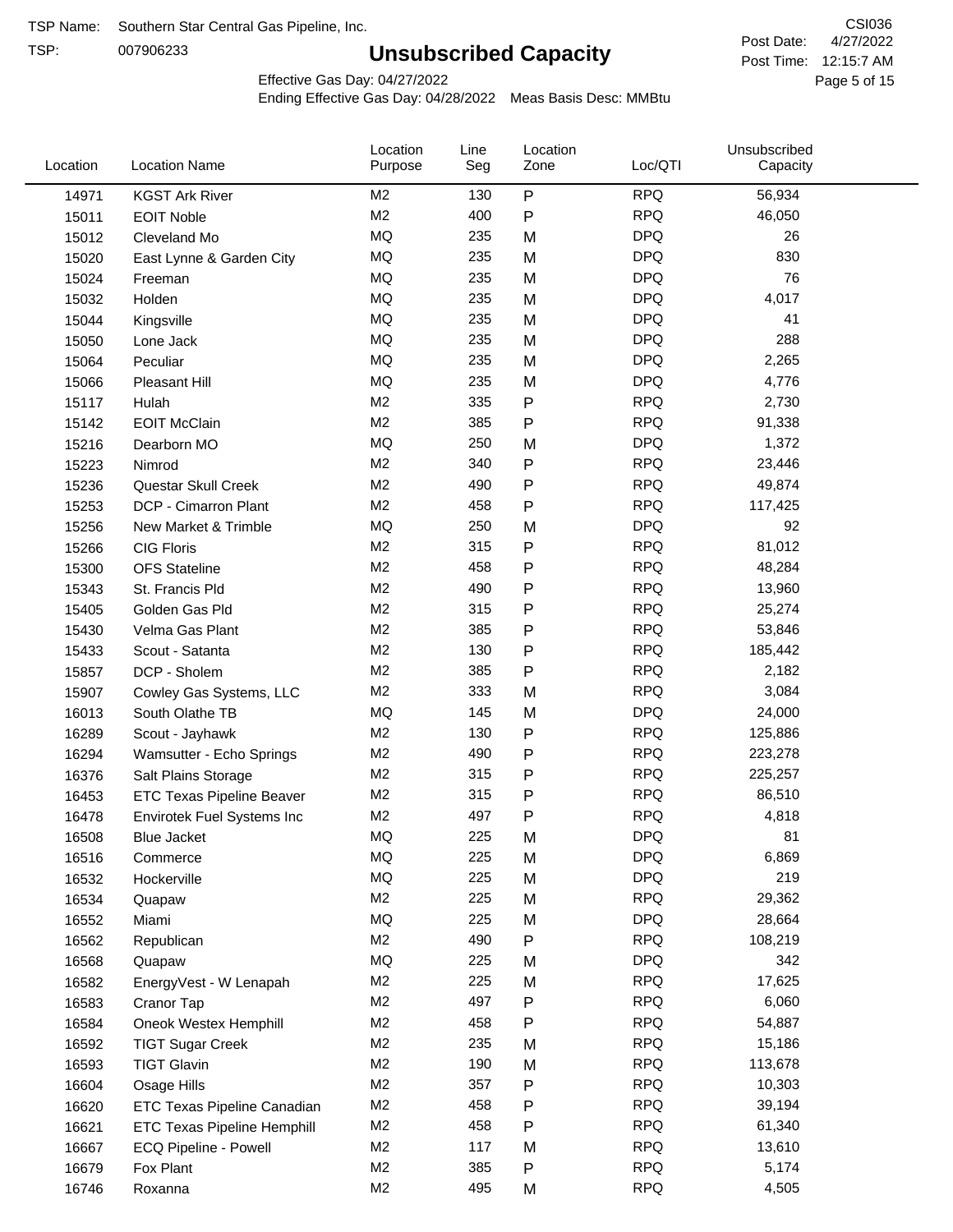TSP Name: Southern Star Central Gas Pipeline, Inc.

TSP: 007906233

# Unsubscribed Capacity

CSI036

Post Date: 4/27/2022

Post Time: 12:15:7 AM

Effective Gas Day: 04/27/2022

Ending Effective Gas Day: 04/28/2022 Meas Basis Desc: MMBtu

| Location | Location Name | Location Purpose | Line Seg | Location Zone | Loc/QTI | Unsubscribed Capacity |
|---|---|---|---|---|---|---|
| 14971 | KGST Ark River | M2 | 130 | P | RPQ | 56,934 |
| 15011 | EOIT Noble | M2 | 400 | P | RPQ | 46,050 |
| 15012 | Cleveland Mo | MQ | 235 | M | DPQ | 26 |
| 15020 | East Lynne & Garden City | MQ | 235 | M | DPQ | 830 |
| 15024 | Freeman | MQ | 235 | M | DPQ | 76 |
| 15032 | Holden | MQ | 235 | M | DPQ | 4,017 |
| 15044 | Kingsville | MQ | 235 | M | DPQ | 41 |
| 15050 | Lone Jack | MQ | 235 | M | DPQ | 288 |
| 15064 | Peculiar | MQ | 235 | M | DPQ | 2,265 |
| 15066 | Pleasant Hill | MQ | 235 | M | DPQ | 4,776 |
| 15117 | Hulah | M2 | 335 | P | RPQ | 2,730 |
| 15142 | EOIT McClain | M2 | 385 | P | RPQ | 91,338 |
| 15216 | Dearborn MO | MQ | 250 | M | DPQ | 1,372 |
| 15223 | Nimrod | M2 | 340 | P | RPQ | 23,446 |
| 15236 | Questar Skull Creek | M2 | 490 | P | RPQ | 49,874 |
| 15253 | DCP - Cimarron Plant | M2 | 458 | P | RPQ | 117,425 |
| 15256 | New Market & Trimble | MQ | 250 | M | DPQ | 92 |
| 15266 | CIG Floris | M2 | 315 | P | RPQ | 81,012 |
| 15300 | OFS Stateline | M2 | 458 | P | RPQ | 48,284 |
| 15343 | St. Francis Pld | M2 | 490 | P | RPQ | 13,960 |
| 15405 | Golden Gas Pld | M2 | 315 | P | RPQ | 25,274 |
| 15430 | Velma Gas Plant | M2 | 385 | P | RPQ | 53,846 |
| 15433 | Scout - Satanta | M2 | 130 | P | RPQ | 185,442 |
| 15857 | DCP - Sholem | M2 | 385 | P | RPQ | 2,182 |
| 15907 | Cowley Gas Systems, LLC | M2 | 333 | M | RPQ | 3,084 |
| 16013 | South Olathe TB | MQ | 145 | M | DPQ | 24,000 |
| 16289 | Scout - Jayhawk | M2 | 130 | P | RPQ | 125,886 |
| 16294 | Wamsutter - Echo Springs | M2 | 490 | P | RPQ | 223,278 |
| 16376 | Salt Plains Storage | M2 | 315 | P | RPQ | 225,257 |
| 16453 | ETC Texas Pipeline Beaver | M2 | 315 | P | RPQ | 86,510 |
| 16478 | Envirotek Fuel Systems Inc | M2 | 497 | P | RPQ | 4,818 |
| 16508 | Blue Jacket | MQ | 225 | M | DPQ | 81 |
| 16516 | Commerce | MQ | 225 | M | DPQ | 6,869 |
| 16532 | Hockerville | MQ | 225 | M | DPQ | 219 |
| 16534 | Quapaw | M2 | 225 | M | RPQ | 29,362 |
| 16552 | Miami | MQ | 225 | M | DPQ | 28,664 |
| 16562 | Republican | M2 | 490 | P | RPQ | 108,219 |
| 16568 | Quapaw | MQ | 225 | M | DPQ | 342 |
| 16582 | EnergyVest - W Lenapah | M2 | 225 | M | RPQ | 17,625 |
| 16583 | Cranor Tap | M2 | 497 | P | RPQ | 6,060 |
| 16584 | Oneok Westex Hemphill | M2 | 458 | P | RPQ | 54,887 |
| 16592 | TIGT Sugar Creek | M2 | 235 | M | RPQ | 15,186 |
| 16593 | TIGT Glavin | M2 | 190 | M | RPQ | 113,678 |
| 16604 | Osage Hills | M2 | 357 | P | RPQ | 10,303 |
| 16620 | ETC Texas Pipeline Canadian | M2 | 458 | P | RPQ | 39,194 |
| 16621 | ETC Texas Pipeline Hemphill | M2 | 458 | P | RPQ | 61,340 |
| 16667 | ECQ Pipeline - Powell | M2 | 117 | M | RPQ | 13,610 |
| 16679 | Fox Plant | M2 | 385 | P | RPQ | 5,174 |
| 16746 | Roxanna | M2 | 495 | M | RPQ | 4,505 |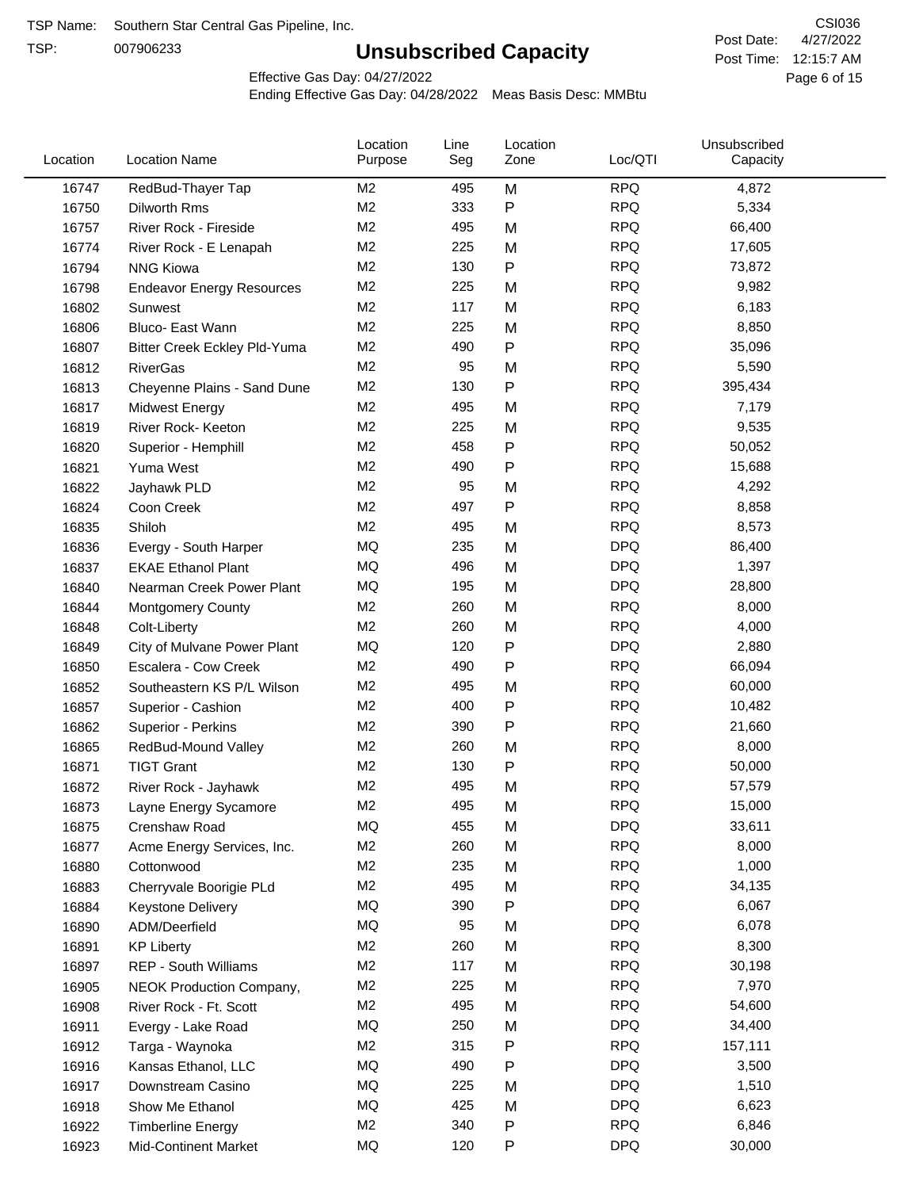TSP Name: Southern Star Central Gas Pipeline, Inc.
TSP: 007906233

# Unsubscribed Capacity

CSI036
Post Date: 4/27/2022
Post Time: 12:15:7 AM

Effective Gas Day: 04/27/2022
Ending Effective Gas Day: 04/28/2022 Meas Basis Desc: MMBtu

| Location | Location Name | Location Purpose | Line Seg | Location Zone | Loc/QTI | Unsubscribed Capacity |
|---|---|---|---|---|---|---|
| 16747 | RedBud-Thayer Tap | M2 | 495 | M | RPQ | 4,872 |
| 16750 | Dilworth Rms | M2 | 333 | P | RPQ | 5,334 |
| 16757 | River Rock - Fireside | M2 | 495 | M | RPQ | 66,400 |
| 16774 | River Rock - E Lenapah | M2 | 225 | M | RPQ | 17,605 |
| 16794 | NNG Kiowa | M2 | 130 | P | RPQ | 73,872 |
| 16798 | Endeavor Energy Resources | M2 | 225 | M | RPQ | 9,982 |
| 16802 | Sunwest | M2 | 117 | M | RPQ | 6,183 |
| 16806 | Bluco- East Wann | M2 | 225 | M | RPQ | 8,850 |
| 16807 | Bitter Creek Eckley Pld-Yuma | M2 | 490 | P | RPQ | 35,096 |
| 16812 | RiverGas | M2 | 95 | M | RPQ | 5,590 |
| 16813 | Cheyenne Plains - Sand Dune | M2 | 130 | P | RPQ | 395,434 |
| 16817 | Midwest Energy | M2 | 495 | M | RPQ | 7,179 |
| 16819 | River Rock- Keeton | M2 | 225 | M | RPQ | 9,535 |
| 16820 | Superior - Hemphill | M2 | 458 | P | RPQ | 50,052 |
| 16821 | Yuma West | M2 | 490 | P | RPQ | 15,688 |
| 16822 | Jayhawk PLD | M2 | 95 | M | RPQ | 4,292 |
| 16824 | Coon Creek | M2 | 497 | P | RPQ | 8,858 |
| 16835 | Shiloh | M2 | 495 | M | RPQ | 8,573 |
| 16836 | Evergy - South Harper | MQ | 235 | M | DPQ | 86,400 |
| 16837 | EKAE Ethanol Plant | MQ | 496 | M | DPQ | 1,397 |
| 16840 | Nearman Creek Power Plant | MQ | 195 | M | DPQ | 28,800 |
| 16844 | Montgomery County | M2 | 260 | M | RPQ | 8,000 |
| 16848 | Colt-Liberty | M2 | 260 | M | RPQ | 4,000 |
| 16849 | City of Mulvane Power Plant | MQ | 120 | P | DPQ | 2,880 |
| 16850 | Escalera - Cow Creek | M2 | 490 | P | RPQ | 66,094 |
| 16852 | Southeastern KS P/L Wilson | M2 | 495 | M | RPQ | 60,000 |
| 16857 | Superior - Cashion | M2 | 400 | P | RPQ | 10,482 |
| 16862 | Superior - Perkins | M2 | 390 | P | RPQ | 21,660 |
| 16865 | RedBud-Mound Valley | M2 | 260 | M | RPQ | 8,000 |
| 16871 | TIGT Grant | M2 | 130 | P | RPQ | 50,000 |
| 16872 | River Rock - Jayhawk | M2 | 495 | M | RPQ | 57,579 |
| 16873 | Layne Energy Sycamore | M2 | 495 | M | RPQ | 15,000 |
| 16875 | Crenshaw Road | MQ | 455 | M | DPQ | 33,611 |
| 16877 | Acme Energy Services, Inc. | M2 | 260 | M | RPQ | 8,000 |
| 16880 | Cottonwood | M2 | 235 | M | RPQ | 1,000 |
| 16883 | Cherryvale Boorigie PLd | M2 | 495 | M | RPQ | 34,135 |
| 16884 | Keystone Delivery | MQ | 390 | P | DPQ | 6,067 |
| 16890 | ADM/Deerfield | MQ | 95 | M | DPQ | 6,078 |
| 16891 | KP Liberty | M2 | 260 | M | RPQ | 8,300 |
| 16897 | REP - South Williams | M2 | 117 | M | RPQ | 30,198 |
| 16905 | NEOK Production Company, | M2 | 225 | M | RPQ | 7,970 |
| 16908 | River Rock - Ft. Scott | M2 | 495 | M | RPQ | 54,600 |
| 16911 | Evergy - Lake Road | MQ | 250 | M | DPQ | 34,400 |
| 16912 | Targa - Waynoka | M2 | 315 | P | RPQ | 157,111 |
| 16916 | Kansas Ethanol, LLC | MQ | 490 | P | DPQ | 3,500 |
| 16917 | Downstream Casino | MQ | 225 | M | DPQ | 1,510 |
| 16918 | Show Me Ethanol | MQ | 425 | M | DPQ | 6,623 |
| 16922 | Timberline Energy | M2 | 340 | P | RPQ | 6,846 |
| 16923 | Mid-Continent Market | MQ | 120 | P | DPQ | 30,000 |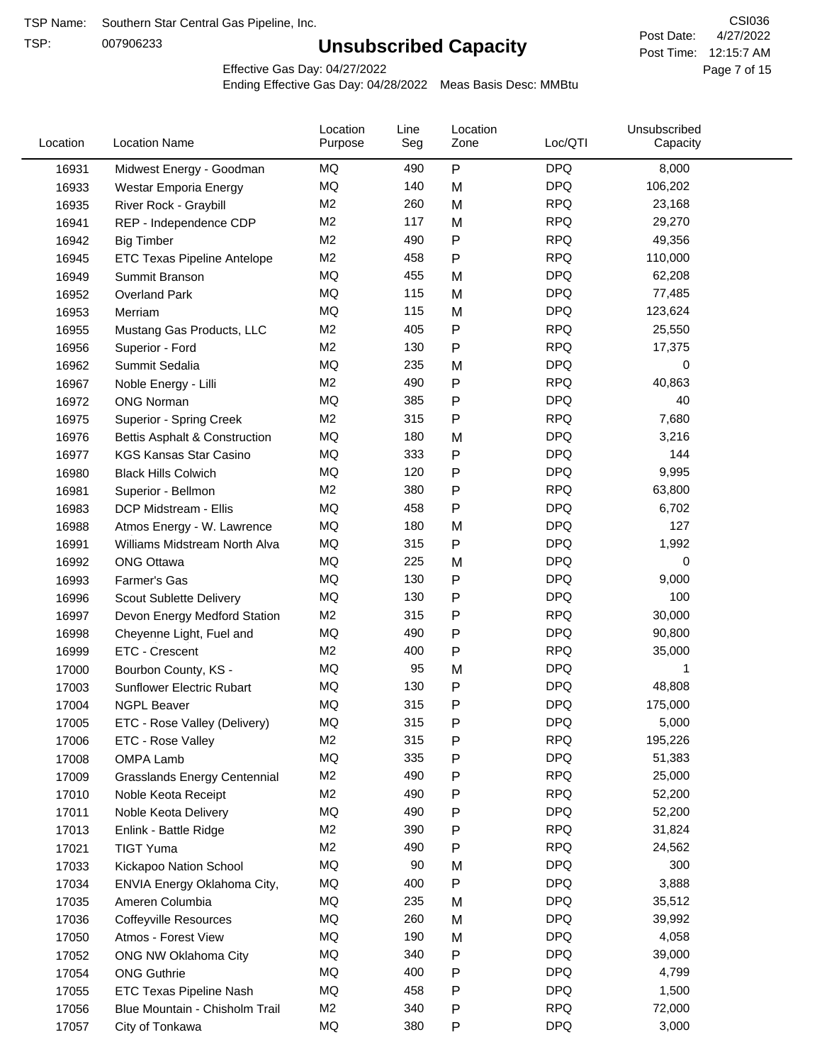TSP Name: Southern Star Central Gas Pipeline, Inc.

TSP: 007906233

# Unsubscribed Capacity

CSI036

Post Date: 4/27/2022

Post Time: 12:15:7 AM

Effective Gas Day: 04/27/2022

Ending Effective Gas Day: 04/28/2022 Meas Basis Desc: MMBtu

| Location | Location Name | Location Purpose | Line Seg | Location Zone | Loc/QTI | Unsubscribed Capacity |
|---|---|---|---|---|---|---|
| 16931 | Midwest Energy - Goodman | MQ | 490 | P | DPQ | 8,000 |
| 16933 | Westar Emporia Energy | MQ | 140 | M | DPQ | 106,202 |
| 16935 | River Rock - Graybill | M2 | 260 | M | RPQ | 23,168 |
| 16941 | REP - Independence CDP | M2 | 117 | M | RPQ | 29,270 |
| 16942 | Big Timber | M2 | 490 | P | RPQ | 49,356 |
| 16945 | ETC Texas Pipeline Antelope | M2 | 458 | P | RPQ | 110,000 |
| 16949 | Summit Branson | MQ | 455 | M | DPQ | 62,208 |
| 16952 | Overland Park | MQ | 115 | M | DPQ | 77,485 |
| 16953 | Merriam | MQ | 115 | M | DPQ | 123,624 |
| 16955 | Mustang Gas Products, LLC | M2 | 405 | P | RPQ | 25,550 |
| 16956 | Superior - Ford | M2 | 130 | P | RPQ | 17,375 |
| 16962 | Summit Sedalia | MQ | 235 | M | DPQ | 0 |
| 16967 | Noble Energy - Lilli | M2 | 490 | P | RPQ | 40,863 |
| 16972 | ONG Norman | MQ | 385 | P | DPQ | 40 |
| 16975 | Superior - Spring Creek | M2 | 315 | P | RPQ | 7,680 |
| 16976 | Bettis Asphalt & Construction | MQ | 180 | M | DPQ | 3,216 |
| 16977 | KGS Kansas Star Casino | MQ | 333 | P | DPQ | 144 |
| 16980 | Black Hills Colwich | MQ | 120 | P | DPQ | 9,995 |
| 16981 | Superior - Bellmon | M2 | 380 | P | RPQ | 63,800 |
| 16983 | DCP Midstream - Ellis | MQ | 458 | P | DPQ | 6,702 |
| 16988 | Atmos Energy - W. Lawrence | MQ | 180 | M | DPQ | 127 |
| 16991 | Williams Midstream North Alva | MQ | 315 | P | DPQ | 1,992 |
| 16992 | ONG Ottawa | MQ | 225 | M | DPQ | 0 |
| 16993 | Farmer's Gas | MQ | 130 | P | DPQ | 9,000 |
| 16996 | Scout Sublette Delivery | MQ | 130 | P | DPQ | 100 |
| 16997 | Devon Energy Medford Station | M2 | 315 | P | RPQ | 30,000 |
| 16998 | Cheyenne Light, Fuel and | MQ | 490 | P | DPQ | 90,800 |
| 16999 | ETC - Crescent | M2 | 400 | P | RPQ | 35,000 |
| 17000 | Bourbon County, KS - | MQ | 95 | M | DPQ | 1 |
| 17003 | Sunflower Electric Rubart | MQ | 130 | P | DPQ | 48,808 |
| 17004 | NGPL Beaver | MQ | 315 | P | DPQ | 175,000 |
| 17005 | ETC - Rose Valley (Delivery) | MQ | 315 | P | DPQ | 5,000 |
| 17006 | ETC - Rose Valley | M2 | 315 | P | RPQ | 195,226 |
| 17008 | OMPA Lamb | MQ | 335 | P | DPQ | 51,383 |
| 17009 | Grasslands Energy Centennial | M2 | 490 | P | RPQ | 25,000 |
| 17010 | Noble Keota Receipt | M2 | 490 | P | RPQ | 52,200 |
| 17011 | Noble Keota Delivery | MQ | 490 | P | DPQ | 52,200 |
| 17013 | Enlink - Battle Ridge | M2 | 390 | P | RPQ | 31,824 |
| 17021 | TIGT Yuma | M2 | 490 | P | RPQ | 24,562 |
| 17033 | Kickapoo Nation School | MQ | 90 | M | DPQ | 300 |
| 17034 | ENVIA Energy Oklahoma City, | MQ | 400 | P | DPQ | 3,888 |
| 17035 | Ameren Columbia | MQ | 235 | M | DPQ | 35,512 |
| 17036 | Coffeyville Resources | MQ | 260 | M | DPQ | 39,992 |
| 17050 | Atmos - Forest View | MQ | 190 | M | DPQ | 4,058 |
| 17052 | ONG NW Oklahoma City | MQ | 340 | P | DPQ | 39,000 |
| 17054 | ONG Guthrie | MQ | 400 | P | DPQ | 4,799 |
| 17055 | ETC Texas Pipeline Nash | MQ | 458 | P | DPQ | 1,500 |
| 17056 | Blue Mountain - Chisholm Trail | M2 | 340 | P | RPQ | 72,000 |
| 17057 | City of Tonkawa | MQ | 380 | P | DPQ | 3,000 |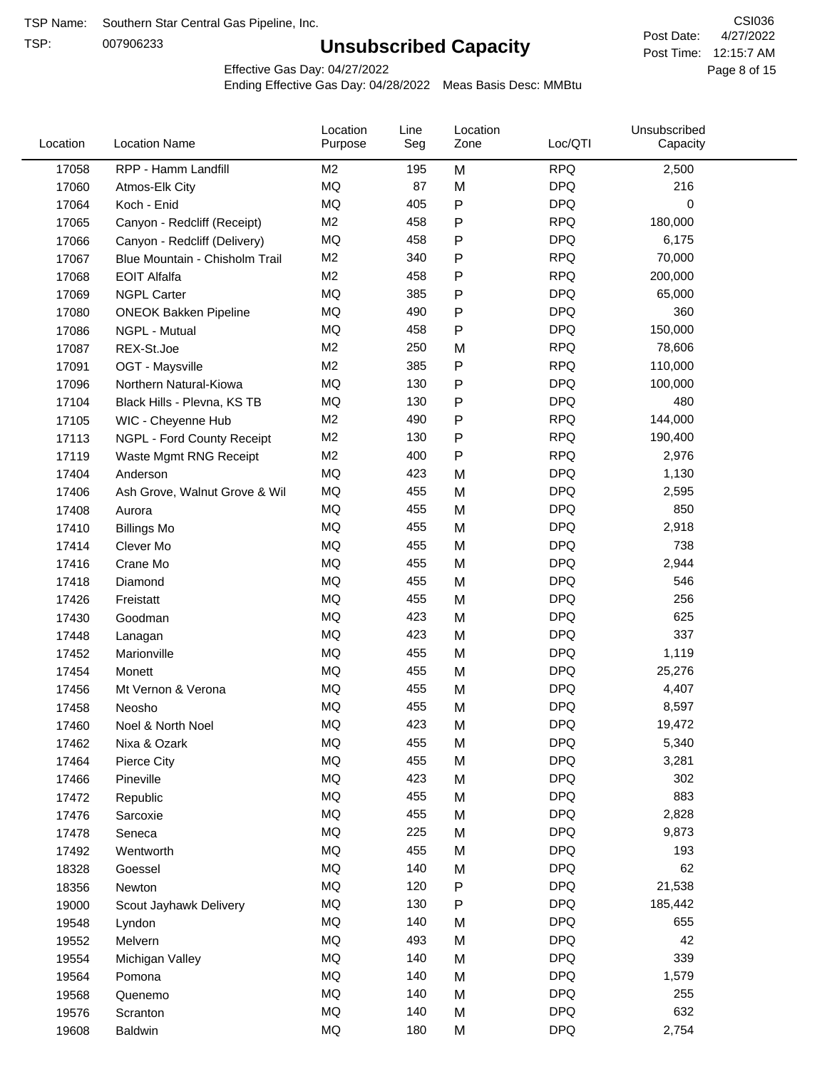TSP Name: Southern Star Central Gas Pipeline, Inc.

TSP: 007906233

# Unsubscribed Capacity

CSI036

Post Date: 4/27/2022

Post Time: 12:15:7 AM

Effective Gas Day: 04/27/2022

Ending Effective Gas Day: 04/28/2022 Meas Basis Desc: MMBtu

| Location | Location Name | Location Purpose | Line Seg | Location Zone | Loc/QTI | Unsubscribed Capacity |
|---|---|---|---|---|---|---|
| 17058 | RPP - Hamm Landfill | M2 | 195 | M | RPQ | 2,500 |
| 17060 | Atmos-Elk City | MQ | 87 | M | DPQ | 216 |
| 17064 | Koch - Enid | MQ | 405 | P | DPQ | 0 |
| 17065 | Canyon - Redcliff (Receipt) | M2 | 458 | P | RPQ | 180,000 |
| 17066 | Canyon - Redcliff (Delivery) | MQ | 458 | P | DPQ | 6,175 |
| 17067 | Blue Mountain - Chisholm Trail | M2 | 340 | P | RPQ | 70,000 |
| 17068 | EOIT Alfalfa | M2 | 458 | P | RPQ | 200,000 |
| 17069 | NGPL Carter | MQ | 385 | P | DPQ | 65,000 |
| 17080 | ONEOK Bakken Pipeline | MQ | 490 | P | DPQ | 360 |
| 17086 | NGPL - Mutual | MQ | 458 | P | DPQ | 150,000 |
| 17087 | REX-St.Joe | M2 | 250 | M | RPQ | 78,606 |
| 17091 | OGT - Maysville | M2 | 385 | P | RPQ | 110,000 |
| 17096 | Northern Natural-Kiowa | MQ | 130 | P | DPQ | 100,000 |
| 17104 | Black Hills - Plevna, KS TB | MQ | 130 | P | DPQ | 480 |
| 17105 | WIC - Cheyenne Hub | M2 | 490 | P | RPQ | 144,000 |
| 17113 | NGPL - Ford County Receipt | M2 | 130 | P | RPQ | 190,400 |
| 17119 | Waste Mgmt RNG Receipt | M2 | 400 | P | RPQ | 2,976 |
| 17404 | Anderson | MQ | 423 | M | DPQ | 1,130 |
| 17406 | Ash Grove, Walnut Grove & Wil | MQ | 455 | M | DPQ | 2,595 |
| 17408 | Aurora | MQ | 455 | M | DPQ | 850 |
| 17410 | Billings Mo | MQ | 455 | M | DPQ | 2,918 |
| 17414 | Clever Mo | MQ | 455 | M | DPQ | 738 |
| 17416 | Crane Mo | MQ | 455 | M | DPQ | 2,944 |
| 17418 | Diamond | MQ | 455 | M | DPQ | 546 |
| 17426 | Freistatt | MQ | 455 | M | DPQ | 256 |
| 17430 | Goodman | MQ | 423 | M | DPQ | 625 |
| 17448 | Lanagan | MQ | 423 | M | DPQ | 337 |
| 17452 | Marionville | MQ | 455 | M | DPQ | 1,119 |
| 17454 | Monett | MQ | 455 | M | DPQ | 25,276 |
| 17456 | Mt Vernon & Verona | MQ | 455 | M | DPQ | 4,407 |
| 17458 | Neosho | MQ | 455 | M | DPQ | 8,597 |
| 17460 | Noel & North Noel | MQ | 423 | M | DPQ | 19,472 |
| 17462 | Nixa & Ozark | MQ | 455 | M | DPQ | 5,340 |
| 17464 | Pierce City | MQ | 455 | M | DPQ | 3,281 |
| 17466 | Pineville | MQ | 423 | M | DPQ | 302 |
| 17472 | Republic | MQ | 455 | M | DPQ | 883 |
| 17476 | Sarcoxie | MQ | 455 | M | DPQ | 2,828 |
| 17478 | Seneca | MQ | 225 | M | DPQ | 9,873 |
| 17492 | Wentworth | MQ | 455 | M | DPQ | 193 |
| 18328 | Goessel | MQ | 140 | M | DPQ | 62 |
| 18356 | Newton | MQ | 120 | P | DPQ | 21,538 |
| 19000 | Scout Jayhawk Delivery | MQ | 130 | P | DPQ | 185,442 |
| 19548 | Lyndon | MQ | 140 | M | DPQ | 655 |
| 19552 | Melvern | MQ | 493 | M | DPQ | 42 |
| 19554 | Michigan Valley | MQ | 140 | M | DPQ | 339 |
| 19564 | Pomona | MQ | 140 | M | DPQ | 1,579 |
| 19568 | Quenemo | MQ | 140 | M | DPQ | 255 |
| 19576 | Scranton | MQ | 140 | M | DPQ | 632 |
| 19608 | Baldwin | MQ | 180 | M | DPQ | 2,754 |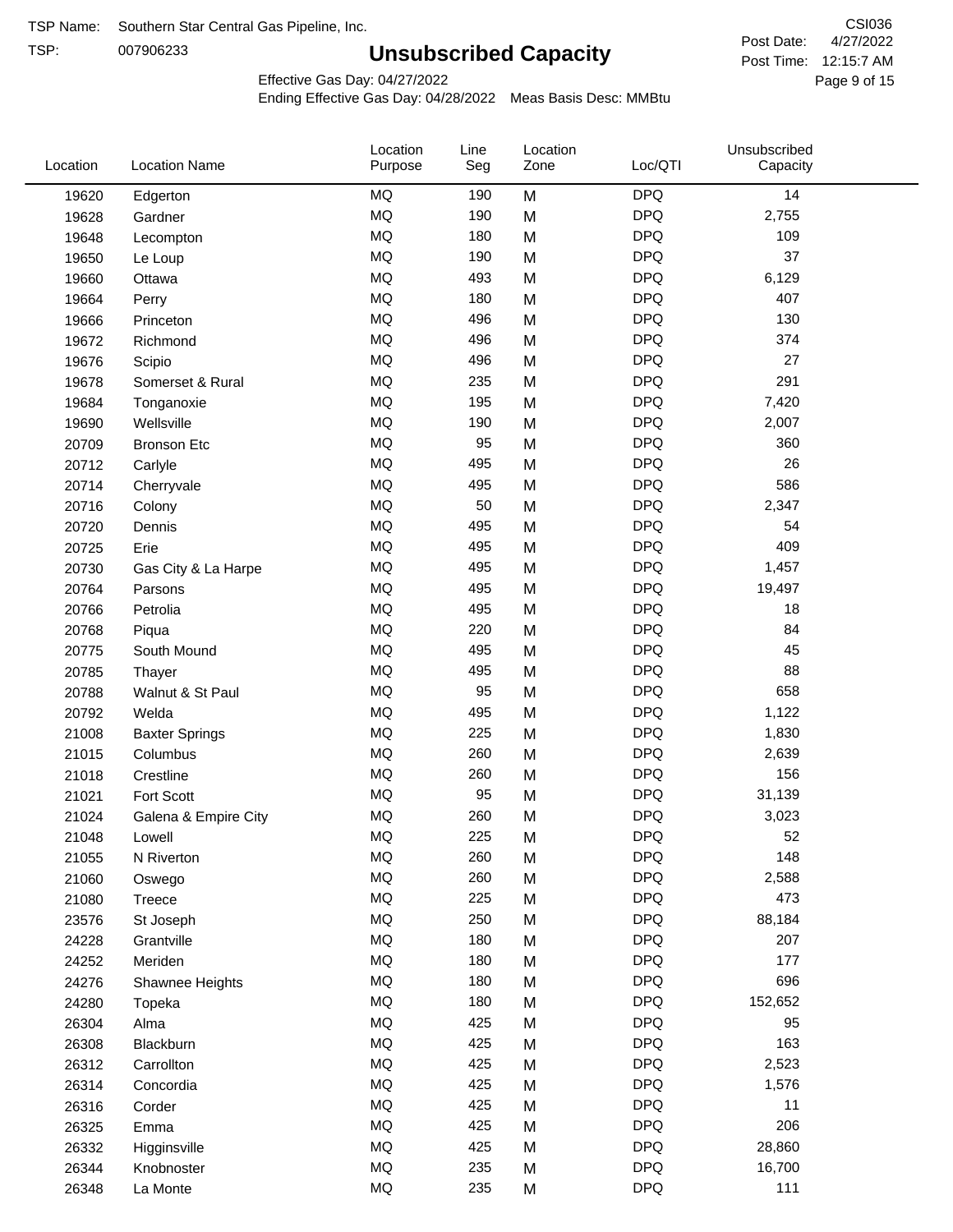TSP Name: Southern Star Central Gas Pipeline, Inc.

TSP: 007906233

# Unsubscribed Capacity

CSI036

Post Date: 4/27/2022

Post Time: 12:15:7 AM

Effective Gas Day: 04/27/2022

Ending Effective Gas Day: 04/28/2022 Meas Basis Desc: MMBtu

| Location | Location Name | Location Purpose | Line Seg | Location Zone | Loc/QTI | Unsubscribed Capacity |
|---|---|---|---|---|---|---|
| 19620 | Edgerton | MQ | 190 | M | DPQ | 14 |
| 19628 | Gardner | MQ | 190 | M | DPQ | 2,755 |
| 19648 | Lecompton | MQ | 180 | M | DPQ | 109 |
| 19650 | Le Loup | MQ | 190 | M | DPQ | 37 |
| 19660 | Ottawa | MQ | 493 | M | DPQ | 6,129 |
| 19664 | Perry | MQ | 180 | M | DPQ | 407 |
| 19666 | Princeton | MQ | 496 | M | DPQ | 130 |
| 19672 | Richmond | MQ | 496 | M | DPQ | 374 |
| 19676 | Scipio | MQ | 496 | M | DPQ | 27 |
| 19678 | Somerset & Rural | MQ | 235 | M | DPQ | 291 |
| 19684 | Tonganoxie | MQ | 195 | M | DPQ | 7,420 |
| 19690 | Wellsville | MQ | 190 | M | DPQ | 2,007 |
| 20709 | Bronson Etc | MQ | 95 | M | DPQ | 360 |
| 20712 | Carlyle | MQ | 495 | M | DPQ | 26 |
| 20714 | Cherryvale | MQ | 495 | M | DPQ | 586 |
| 20716 | Colony | MQ | 50 | M | DPQ | 2,347 |
| 20720 | Dennis | MQ | 495 | M | DPQ | 54 |
| 20725 | Erie | MQ | 495 | M | DPQ | 409 |
| 20730 | Gas City & La Harpe | MQ | 495 | M | DPQ | 1,457 |
| 20764 | Parsons | MQ | 495 | M | DPQ | 19,497 |
| 20766 | Petrolia | MQ | 495 | M | DPQ | 18 |
| 20768 | Piqua | MQ | 220 | M | DPQ | 84 |
| 20775 | South Mound | MQ | 495 | M | DPQ | 45 |
| 20785 | Thayer | MQ | 495 | M | DPQ | 88 |
| 20788 | Walnut & St Paul | MQ | 95 | M | DPQ | 658 |
| 20792 | Welda | MQ | 495 | M | DPQ | 1,122 |
| 21008 | Baxter Springs | MQ | 225 | M | DPQ | 1,830 |
| 21015 | Columbus | MQ | 260 | M | DPQ | 2,639 |
| 21018 | Crestline | MQ | 260 | M | DPQ | 156 |
| 21021 | Fort Scott | MQ | 95 | M | DPQ | 31,139 |
| 21024 | Galena & Empire City | MQ | 260 | M | DPQ | 3,023 |
| 21048 | Lowell | MQ | 225 | M | DPQ | 52 |
| 21055 | N Riverton | MQ | 260 | M | DPQ | 148 |
| 21060 | Oswego | MQ | 260 | M | DPQ | 2,588 |
| 21080 | Treece | MQ | 225 | M | DPQ | 473 |
| 23576 | St Joseph | MQ | 250 | M | DPQ | 88,184 |
| 24228 | Grantville | MQ | 180 | M | DPQ | 207 |
| 24252 | Meriden | MQ | 180 | M | DPQ | 177 |
| 24276 | Shawnee Heights | MQ | 180 | M | DPQ | 696 |
| 24280 | Topeka | MQ | 180 | M | DPQ | 152,652 |
| 26304 | Alma | MQ | 425 | M | DPQ | 95 |
| 26308 | Blackburn | MQ | 425 | M | DPQ | 163 |
| 26312 | Carrollton | MQ | 425 | M | DPQ | 2,523 |
| 26314 | Concordia | MQ | 425 | M | DPQ | 1,576 |
| 26316 | Corder | MQ | 425 | M | DPQ | 11 |
| 26325 | Emma | MQ | 425 | M | DPQ | 206 |
| 26332 | Higginsville | MQ | 425 | M | DPQ | 28,860 |
| 26344 | Knobnoster | MQ | 235 | M | DPQ | 16,700 |
| 26348 | La Monte | MQ | 235 | M | DPQ | 111 |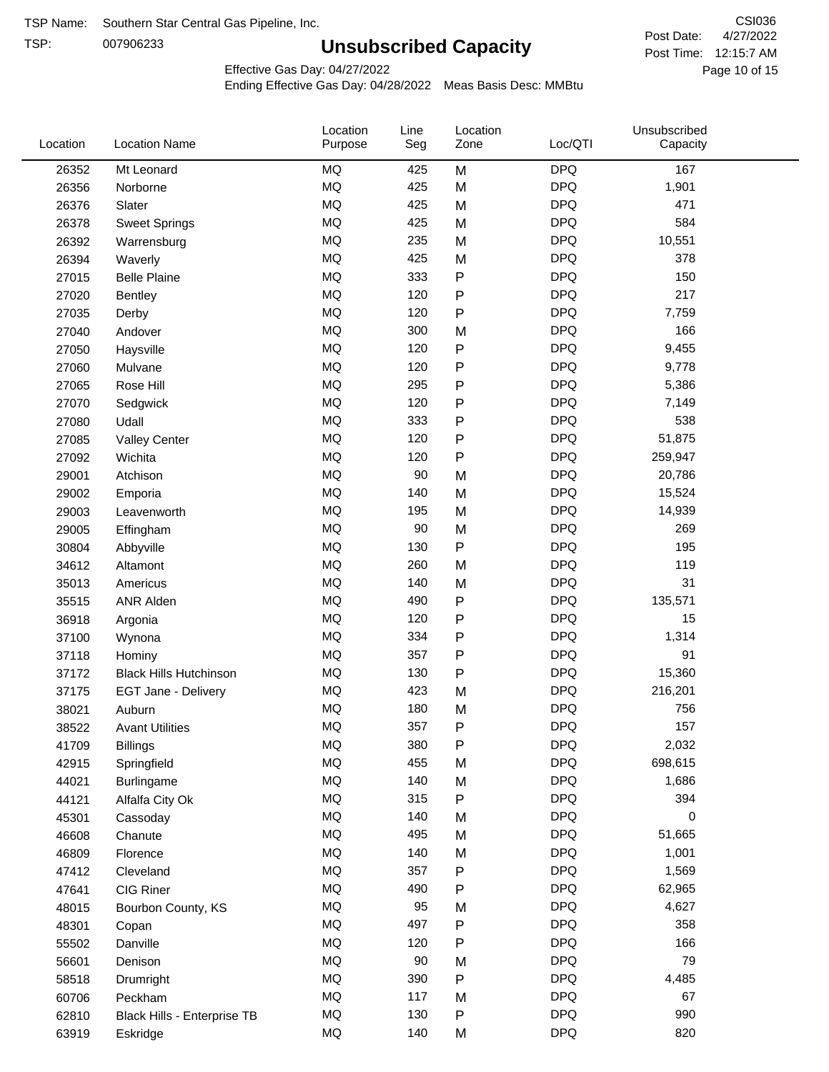TSP Name: Southern Star Central Gas Pipeline, Inc.

TSP: 007906233

# Unsubscribed Capacity

CSI036

Post Date: 4/27/2022

Post Time: 12:15:7 AM

Effective Gas Day: 04/27/2022

Ending Effective Gas Day: 04/28/2022 Meas Basis Desc: MMBtu

| Location | Location Name | Location Purpose | Line Seg | Location Zone | Loc/QTI | Unsubscribed Capacity |
|---|---|---|---|---|---|---|
| 26352 | Mt Leonard | MQ | 425 | M | DPQ | 167 |
| 26356 | Norborne | MQ | 425 | M | DPQ | 1,901 |
| 26376 | Slater | MQ | 425 | M | DPQ | 471 |
| 26378 | Sweet Springs | MQ | 425 | M | DPQ | 584 |
| 26392 | Warrensburg | MQ | 235 | M | DPQ | 10,551 |
| 26394 | Waverly | MQ | 425 | M | DPQ | 378 |
| 27015 | Belle Plaine | MQ | 333 | P | DPQ | 150 |
| 27020 | Bentley | MQ | 120 | P | DPQ | 217 |
| 27035 | Derby | MQ | 120 | P | DPQ | 7,759 |
| 27040 | Andover | MQ | 300 | M | DPQ | 166 |
| 27050 | Haysville | MQ | 120 | P | DPQ | 9,455 |
| 27060 | Mulvane | MQ | 120 | P | DPQ | 9,778 |
| 27065 | Rose Hill | MQ | 295 | P | DPQ | 5,386 |
| 27070 | Sedgwick | MQ | 120 | P | DPQ | 7,149 |
| 27080 | Udall | MQ | 333 | P | DPQ | 538 |
| 27085 | Valley Center | MQ | 120 | P | DPQ | 51,875 |
| 27092 | Wichita | MQ | 120 | P | DPQ | 259,947 |
| 29001 | Atchison | MQ | 90 | M | DPQ | 20,786 |
| 29002 | Emporia | MQ | 140 | M | DPQ | 15,524 |
| 29003 | Leavenworth | MQ | 195 | M | DPQ | 14,939 |
| 29005 | Effingham | MQ | 90 | M | DPQ | 269 |
| 30804 | Abbyville | MQ | 130 | P | DPQ | 195 |
| 34612 | Altamont | MQ | 260 | M | DPQ | 119 |
| 35013 | Americus | MQ | 140 | M | DPQ | 31 |
| 35515 | ANR Alden | MQ | 490 | P | DPQ | 135,571 |
| 36918 | Argonia | MQ | 120 | P | DPQ | 15 |
| 37100 | Wynona | MQ | 334 | P | DPQ | 1,314 |
| 37118 | Hominy | MQ | 357 | P | DPQ | 91 |
| 37172 | Black Hills Hutchinson | MQ | 130 | P | DPQ | 15,360 |
| 37175 | EGT Jane - Delivery | MQ | 423 | M | DPQ | 216,201 |
| 38021 | Auburn | MQ | 180 | M | DPQ | 756 |
| 38522 | Avant Utilities | MQ | 357 | P | DPQ | 157 |
| 41709 | Billings | MQ | 380 | P | DPQ | 2,032 |
| 42915 | Springfield | MQ | 455 | M | DPQ | 698,615 |
| 44021 | Burlingame | MQ | 140 | M | DPQ | 1,686 |
| 44121 | Alfalfa City Ok | MQ | 315 | P | DPQ | 394 |
| 45301 | Cassoday | MQ | 140 | M | DPQ | 0 |
| 46608 | Chanute | MQ | 495 | M | DPQ | 51,665 |
| 46809 | Florence | MQ | 140 | M | DPQ | 1,001 |
| 47412 | Cleveland | MQ | 357 | P | DPQ | 1,569 |
| 47641 | CIG Riner | MQ | 490 | P | DPQ | 62,965 |
| 48015 | Bourbon County, KS | MQ | 95 | M | DPQ | 4,627 |
| 48301 | Copan | MQ | 497 | P | DPQ | 358 |
| 55502 | Danville | MQ | 120 | P | DPQ | 166 |
| 56601 | Denison | MQ | 90 | M | DPQ | 79 |
| 58518 | Drumright | MQ | 390 | P | DPQ | 4,485 |
| 60706 | Peckham | MQ | 117 | M | DPQ | 67 |
| 62810 | Black Hills - Enterprise TB | MQ | 130 | P | DPQ | 990 |
| 63919 | Eskridge | MQ | 140 | M | DPQ | 820 |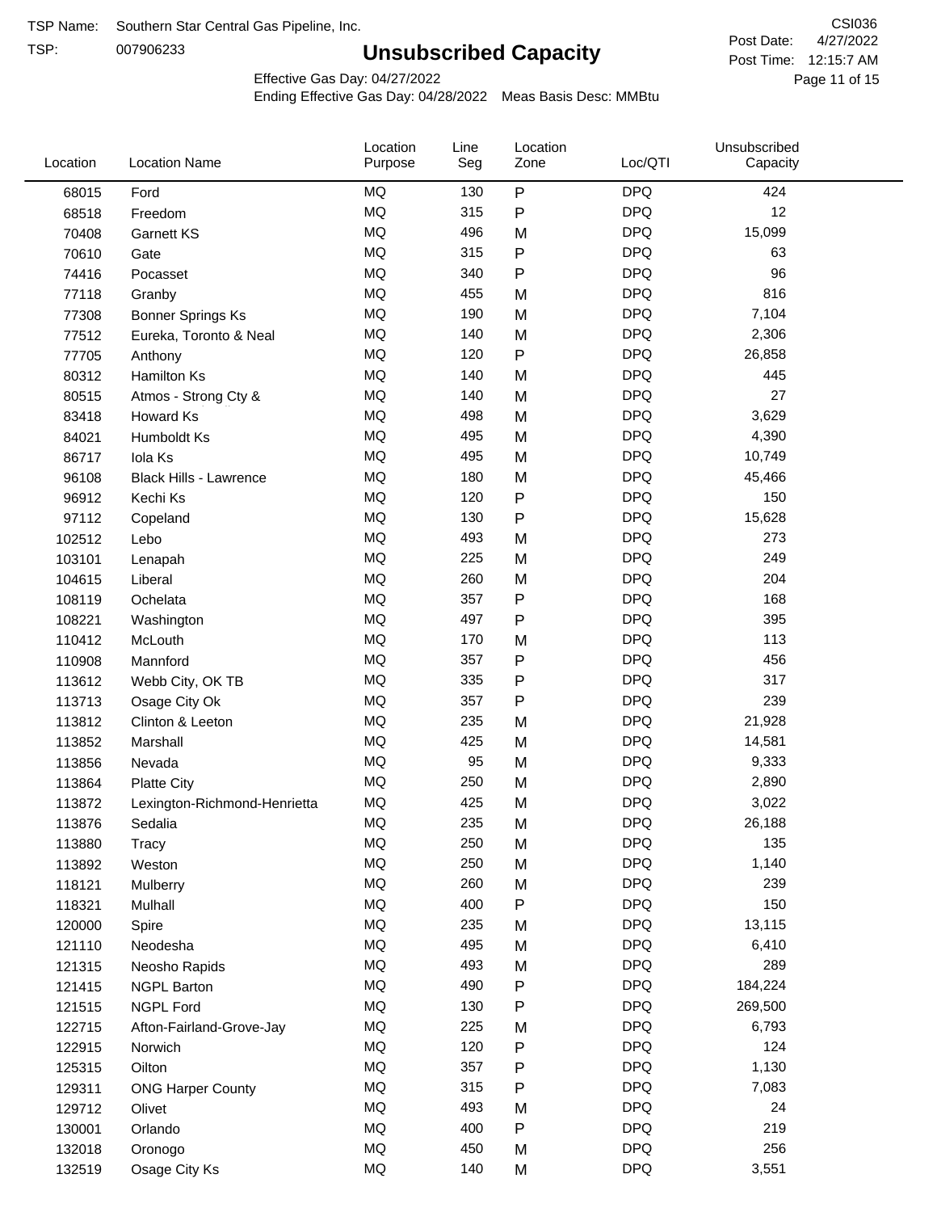TSP Name: Southern Star Central Gas Pipeline, Inc.

TSP: 007906233

# Unsubscribed Capacity

CSI036

Post Date: 4/27/2022

Post Time: 12:15:7 AM

Effective Gas Day: 04/27/2022

Ending Effective Gas Day: 04/28/2022 Meas Basis Desc: MMBtu

| Location | Location Name | Location Purpose | Line Seg | Location Zone | Loc/QTI | Unsubscribed Capacity |
|---|---|---|---|---|---|---|
| 68015 | Ford | MQ | 130 | P | DPQ | 424 |
| 68518 | Freedom | MQ | 315 | P | DPQ | 12 |
| 70408 | Garnett KS | MQ | 496 | M | DPQ | 15,099 |
| 70610 | Gate | MQ | 315 | P | DPQ | 63 |
| 74416 | Pocasset | MQ | 340 | P | DPQ | 96 |
| 77118 | Granby | MQ | 455 | M | DPQ | 816 |
| 77308 | Bonner Springs Ks | MQ | 190 | M | DPQ | 7,104 |
| 77512 | Eureka, Toronto & Neal | MQ | 140 | M | DPQ | 2,306 |
| 77705 | Anthony | MQ | 120 | P | DPQ | 26,858 |
| 80312 | Hamilton Ks | MQ | 140 | M | DPQ | 445 |
| 80515 | Atmos - Strong Cty & | MQ | 140 | M | DPQ | 27 |
| 83418 | Howard Ks | MQ | 498 | M | DPQ | 3,629 |
| 84021 | Humboldt Ks | MQ | 495 | M | DPQ | 4,390 |
| 86717 | Iola Ks | MQ | 495 | M | DPQ | 10,749 |
| 96108 | Black Hills - Lawrence | MQ | 180 | M | DPQ | 45,466 |
| 96912 | Kechi Ks | MQ | 120 | P | DPQ | 150 |
| 97112 | Copeland | MQ | 130 | P | DPQ | 15,628 |
| 102512 | Lebo | MQ | 493 | M | DPQ | 273 |
| 103101 | Lenapah | MQ | 225 | M | DPQ | 249 |
| 104615 | Liberal | MQ | 260 | M | DPQ | 204 |
| 108119 | Ochelata | MQ | 357 | P | DPQ | 168 |
| 108221 | Washington | MQ | 497 | P | DPQ | 395 |
| 110412 | McLouth | MQ | 170 | M | DPQ | 113 |
| 110908 | Mannford | MQ | 357 | P | DPQ | 456 |
| 113612 | Webb City, OK TB | MQ | 335 | P | DPQ | 317 |
| 113713 | Osage City Ok | MQ | 357 | P | DPQ | 239 |
| 113812 | Clinton & Leeton | MQ | 235 | M | DPQ | 21,928 |
| 113852 | Marshall | MQ | 425 | M | DPQ | 14,581 |
| 113856 | Nevada | MQ | 95 | M | DPQ | 9,333 |
| 113864 | Platte City | MQ | 250 | M | DPQ | 2,890 |
| 113872 | Lexington-Richmond-Henrietta | MQ | 425 | M | DPQ | 3,022 |
| 113876 | Sedalia | MQ | 235 | M | DPQ | 26,188 |
| 113880 | Tracy | MQ | 250 | M | DPQ | 135 |
| 113892 | Weston | MQ | 250 | M | DPQ | 1,140 |
| 118121 | Mulberry | MQ | 260 | M | DPQ | 239 |
| 118321 | Mulhall | MQ | 400 | P | DPQ | 150 |
| 120000 | Spire | MQ | 235 | M | DPQ | 13,115 |
| 121110 | Neodesha | MQ | 495 | M | DPQ | 6,410 |
| 121315 | Neosho Rapids | MQ | 493 | M | DPQ | 289 |
| 121415 | NGPL Barton | MQ | 490 | P | DPQ | 184,224 |
| 121515 | NGPL Ford | MQ | 130 | P | DPQ | 269,500 |
| 122715 | Afton-Fairland-Grove-Jay | MQ | 225 | M | DPQ | 6,793 |
| 122915 | Norwich | MQ | 120 | P | DPQ | 124 |
| 125315 | Oilton | MQ | 357 | P | DPQ | 1,130 |
| 129311 | ONG Harper County | MQ | 315 | P | DPQ | 7,083 |
| 129712 | Olivet | MQ | 493 | M | DPQ | 24 |
| 130001 | Orlando | MQ | 400 | P | DPQ | 219 |
| 132018 | Oronogo | MQ | 450 | M | DPQ | 256 |
| 132519 | Osage City Ks | MQ | 140 | M | DPQ | 3,551 |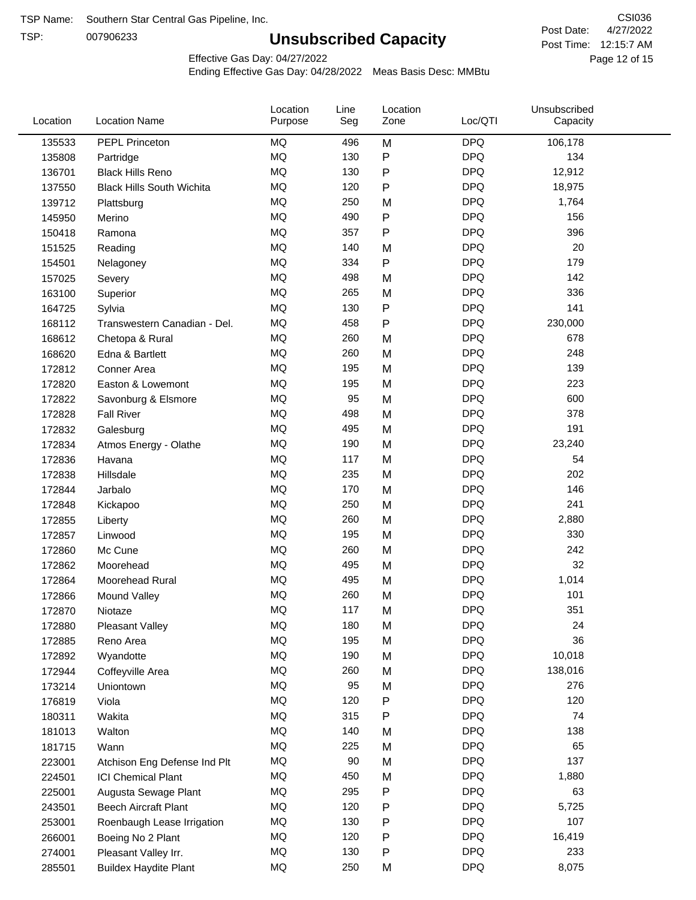TSP Name: Southern Star Central Gas Pipeline, Inc.
TSP: 007906233

# Unsubscribed Capacity

CSI036
Post Date: 4/27/2022
Post Time: 12:15:7 AM

Effective Gas Day: 04/27/2022
Ending Effective Gas Day: 04/28/2022 Meas Basis Desc: MMBtu

| Location | Location Name | Location Purpose | Line Seg | Location Zone | Loc/QTI | Unsubscribed Capacity |
|---|---|---|---|---|---|---|
| 135533 | PEPL Princeton | MQ | 496 | M | DPQ | 106,178 |
| 135808 | Partridge | MQ | 130 | P | DPQ | 134 |
| 136701 | Black Hills Reno | MQ | 130 | P | DPQ | 12,912 |
| 137550 | Black Hills South Wichita | MQ | 120 | P | DPQ | 18,975 |
| 139712 | Plattsburg | MQ | 250 | M | DPQ | 1,764 |
| 145950 | Merino | MQ | 490 | P | DPQ | 156 |
| 150418 | Ramona | MQ | 357 | P | DPQ | 396 |
| 151525 | Reading | MQ | 140 | M | DPQ | 20 |
| 154501 | Nelagoney | MQ | 334 | P | DPQ | 179 |
| 157025 | Severy | MQ | 498 | M | DPQ | 142 |
| 163100 | Superior | MQ | 265 | M | DPQ | 336 |
| 164725 | Sylvia | MQ | 130 | P | DPQ | 141 |
| 168112 | Transwestern Canadian - Del. | MQ | 458 | P | DPQ | 230,000 |
| 168612 | Chetopa & Rural | MQ | 260 | M | DPQ | 678 |
| 168620 | Edna & Bartlett | MQ | 260 | M | DPQ | 248 |
| 172812 | Conner Area | MQ | 195 | M | DPQ | 139 |
| 172820 | Easton & Lowemont | MQ | 195 | M | DPQ | 223 |
| 172822 | Savonburg & Elsmore | MQ | 95 | M | DPQ | 600 |
| 172828 | Fall River | MQ | 498 | M | DPQ | 378 |
| 172832 | Galesburg | MQ | 495 | M | DPQ | 191 |
| 172834 | Atmos Energy - Olathe | MQ | 190 | M | DPQ | 23,240 |
| 172836 | Havana | MQ | 117 | M | DPQ | 54 |
| 172838 | Hillsdale | MQ | 235 | M | DPQ | 202 |
| 172844 | Jarbalo | MQ | 170 | M | DPQ | 146 |
| 172848 | Kickapoo | MQ | 250 | M | DPQ | 241 |
| 172855 | Liberty | MQ | 260 | M | DPQ | 2,880 |
| 172857 | Linwood | MQ | 195 | M | DPQ | 330 |
| 172860 | Mc Cune | MQ | 260 | M | DPQ | 242 |
| 172862 | Moorehead | MQ | 495 | M | DPQ | 32 |
| 172864 | Moorehead Rural | MQ | 495 | M | DPQ | 1,014 |
| 172866 | Mound Valley | MQ | 260 | M | DPQ | 101 |
| 172870 | Niotaze | MQ | 117 | M | DPQ | 351 |
| 172880 | Pleasant Valley | MQ | 180 | M | DPQ | 24 |
| 172885 | Reno Area | MQ | 195 | M | DPQ | 36 |
| 172892 | Wyandotte | MQ | 190 | M | DPQ | 10,018 |
| 172944 | Coffeyville Area | MQ | 260 | M | DPQ | 138,016 |
| 173214 | Uniontown | MQ | 95 | M | DPQ | 276 |
| 176819 | Viola | MQ | 120 | P | DPQ | 120 |
| 180311 | Wakita | MQ | 315 | P | DPQ | 74 |
| 181013 | Walton | MQ | 140 | M | DPQ | 138 |
| 181715 | Wann | MQ | 225 | M | DPQ | 65 |
| 223001 | Atchison Eng Defense Ind Plt | MQ | 90 | M | DPQ | 137 |
| 224501 | ICI Chemical Plant | MQ | 450 | M | DPQ | 1,880 |
| 225001 | Augusta Sewage Plant | MQ | 295 | P | DPQ | 63 |
| 243501 | Beech Aircraft Plant | MQ | 120 | P | DPQ | 5,725 |
| 253001 | Roenbaugh Lease Irrigation | MQ | 130 | P | DPQ | 107 |
| 266001 | Boeing No 2 Plant | MQ | 120 | P | DPQ | 16,419 |
| 274001 | Pleasant Valley Irr. | MQ | 130 | P | DPQ | 233 |
| 285501 | Buildex Haydite Plant | MQ | 250 | M | DPQ | 8,075 |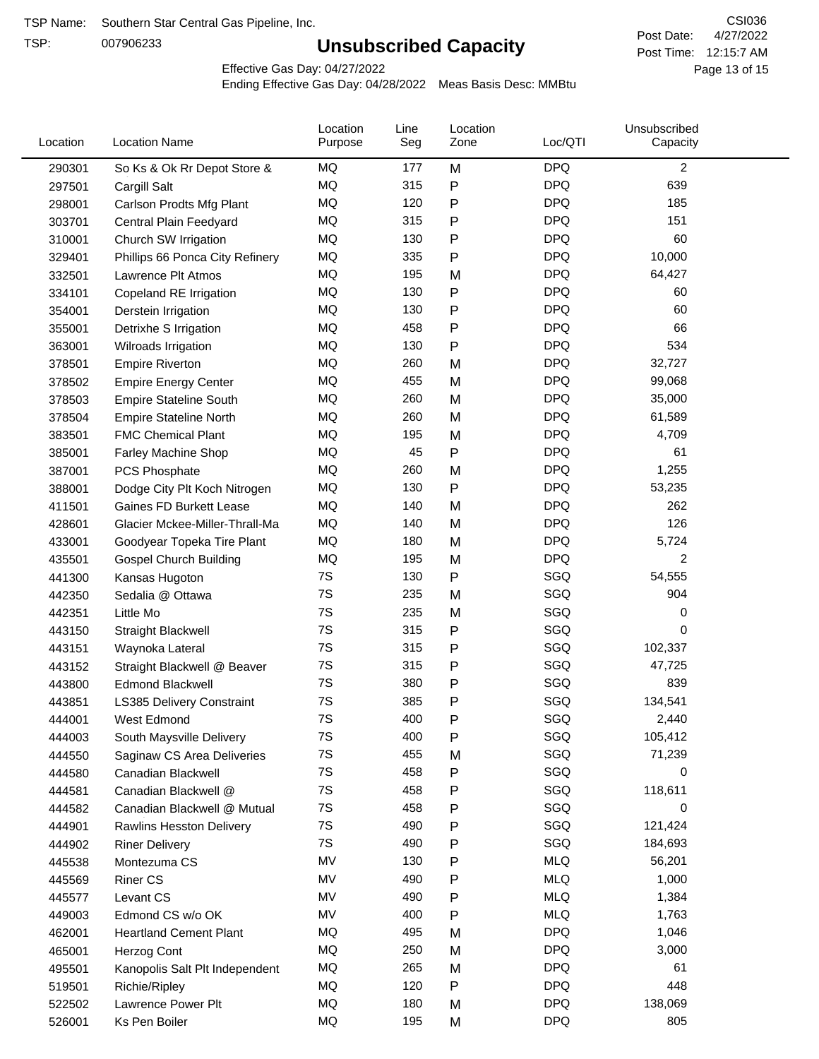TSP Name: Southern Star Central Gas Pipeline, Inc.

TSP: 007906233

# Unsubscribed Capacity

CSI036

Post Date: 4/27/2022

Post Time: 12:15:7 AM

Effective Gas Day: 04/27/2022

Ending Effective Gas Day: 04/28/2022 Meas Basis Desc: MMBtu

| Location | Location Name | Location Purpose | Line Seg | Location Zone | Loc/QTI | Unsubscribed Capacity |
|---|---|---|---|---|---|---|
| 290301 | So Ks & Ok Rr Depot Store & | MQ | 177 | M | DPQ | 2 |
| 297501 | Cargill Salt | MQ | 315 | P | DPQ | 639 |
| 298001 | Carlson Prodts Mfg Plant | MQ | 120 | P | DPQ | 185 |
| 303701 | Central Plain Feedyard | MQ | 315 | P | DPQ | 151 |
| 310001 | Church SW Irrigation | MQ | 130 | P | DPQ | 60 |
| 329401 | Phillips 66 Ponca City Refinery | MQ | 335 | P | DPQ | 10,000 |
| 332501 | Lawrence Plt Atmos | MQ | 195 | M | DPQ | 64,427 |
| 334101 | Copeland RE Irrigation | MQ | 130 | P | DPQ | 60 |
| 354001 | Derstein Irrigation | MQ | 130 | P | DPQ | 60 |
| 355001 | Detrixhe S Irrigation | MQ | 458 | P | DPQ | 66 |
| 363001 | Wilroads Irrigation | MQ | 130 | P | DPQ | 534 |
| 378501 | Empire Riverton | MQ | 260 | M | DPQ | 32,727 |
| 378502 | Empire Energy Center | MQ | 455 | M | DPQ | 99,068 |
| 378503 | Empire Stateline South | MQ | 260 | M | DPQ | 35,000 |
| 378504 | Empire Stateline North | MQ | 260 | M | DPQ | 61,589 |
| 383501 | FMC Chemical Plant | MQ | 195 | M | DPQ | 4,709 |
| 385001 | Farley Machine Shop | MQ | 45 | P | DPQ | 61 |
| 387001 | PCS Phosphate | MQ | 260 | M | DPQ | 1,255 |
| 388001 | Dodge City Plt Koch Nitrogen | MQ | 130 | P | DPQ | 53,235 |
| 411501 | Gaines FD Burkett Lease | MQ | 140 | M | DPQ | 262 |
| 428601 | Glacier Mckee-Miller-Thrall-Ma | MQ | 140 | M | DPQ | 126 |
| 433001 | Goodyear Topeka Tire Plant | MQ | 180 | M | DPQ | 5,724 |
| 435501 | Gospel Church Building | MQ | 195 | M | DPQ | 2 |
| 441300 | Kansas Hugoton | 7S | 130 | P | SGQ | 54,555 |
| 442350 | Sedalia @ Ottawa | 7S | 235 | M | SGQ | 904 |
| 442351 | Little Mo | 7S | 235 | M | SGQ | 0 |
| 443150 | Straight Blackwell | 7S | 315 | P | SGQ | 0 |
| 443151 | Waynoka Lateral | 7S | 315 | P | SGQ | 102,337 |
| 443152 | Straight Blackwell @ Beaver | 7S | 315 | P | SGQ | 47,725 |
| 443800 | Edmond Blackwell | 7S | 380 | P | SGQ | 839 |
| 443851 | LS385 Delivery Constraint | 7S | 385 | P | SGQ | 134,541 |
| 444001 | West Edmond | 7S | 400 | P | SGQ | 2,440 |
| 444003 | South Maysville Delivery | 7S | 400 | P | SGQ | 105,412 |
| 444550 | Saginaw CS Area Deliveries | 7S | 455 | M | SGQ | 71,239 |
| 444580 | Canadian Blackwell | 7S | 458 | P | SGQ | 0 |
| 444581 | Canadian Blackwell @ | 7S | 458 | P | SGQ | 118,611 |
| 444582 | Canadian Blackwell @ Mutual | 7S | 458 | P | SGQ | 0 |
| 444901 | Rawlins Hesston Delivery | 7S | 490 | P | SGQ | 121,424 |
| 444902 | Riner Delivery | 7S | 490 | P | SGQ | 184,693 |
| 445538 | Montezuma CS | MV | 130 | P | MLQ | 56,201 |
| 445569 | Riner CS | MV | 490 | P | MLQ | 1,000 |
| 445577 | Levant CS | MV | 490 | P | MLQ | 1,384 |
| 449003 | Edmond CS w/o OK | MV | 400 | P | MLQ | 1,763 |
| 462001 | Heartland Cement Plant | MQ | 495 | M | DPQ | 1,046 |
| 465001 | Herzog Cont | MQ | 250 | M | DPQ | 3,000 |
| 495501 | Kanopolis Salt Plt Independent | MQ | 265 | M | DPQ | 61 |
| 519501 | Richie/Ripley | MQ | 120 | P | DPQ | 448 |
| 522502 | Lawrence Power Plt | MQ | 180 | M | DPQ | 138,069 |
| 526001 | Ks Pen Boiler | MQ | 195 | M | DPQ | 805 |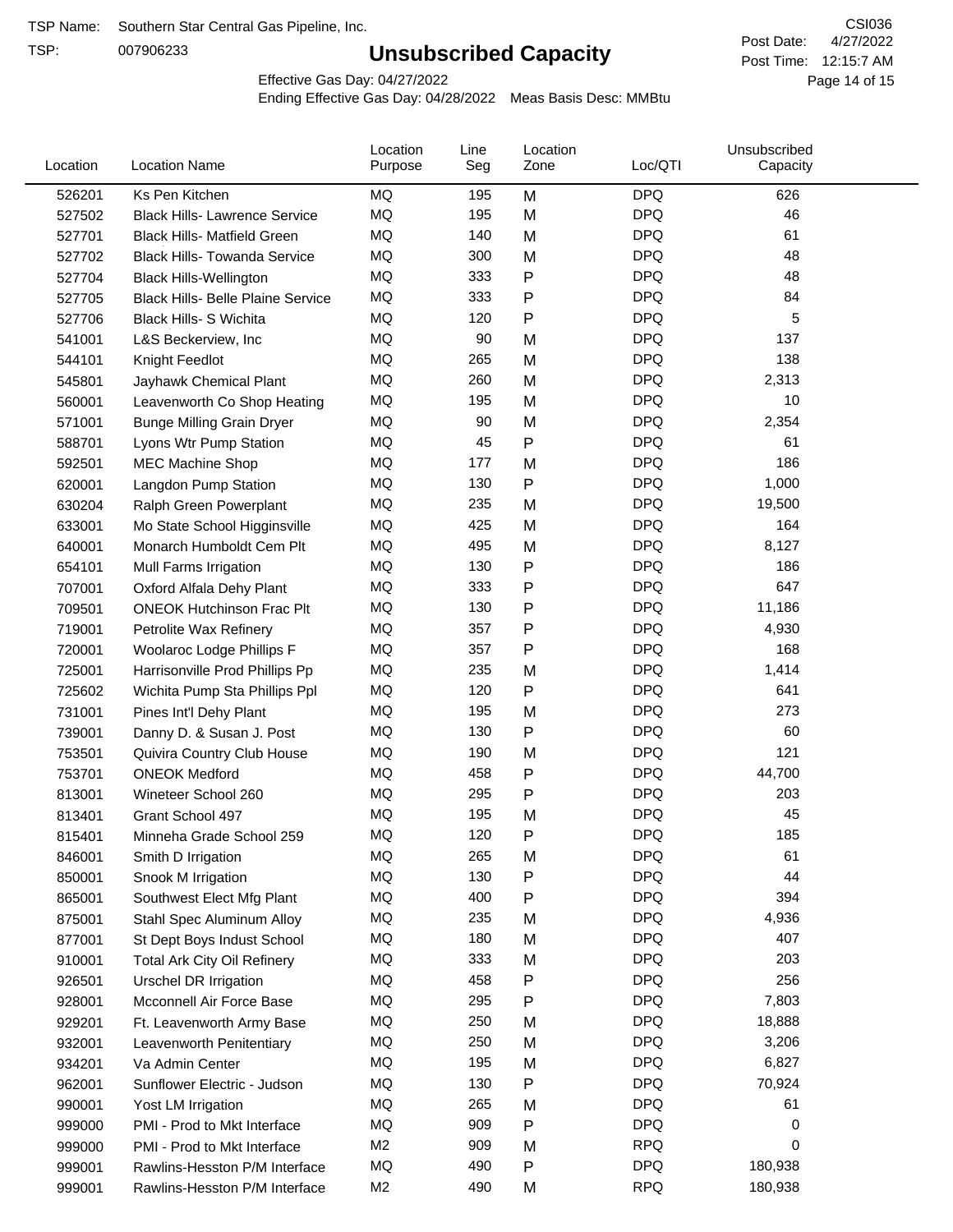TSP Name: Southern Star Central Gas Pipeline, Inc.

TSP: 007906233

# Unsubscribed Capacity

CSI036

Post Date: 4/27/2022

Post Time: 12:15:7 AM

Effective Gas Day: 04/27/2022

Ending Effective Gas Day: 04/28/2022 Meas Basis Desc: MMBtu

| Location | Location Name | Location Purpose | Line Seg | Location Zone | Loc/QTI | Unsubscribed Capacity |
|---|---|---|---|---|---|---|
| 526201 | Ks Pen Kitchen | MQ | 195 | M | DPQ | 626 |
| 527502 | Black Hills- Lawrence Service | MQ | 195 | M | DPQ | 46 |
| 527701 | Black Hills- Matfield Green | MQ | 140 | M | DPQ | 61 |
| 527702 | Black Hills- Towanda Service | MQ | 300 | M | DPQ | 48 |
| 527704 | Black Hills-Wellington | MQ | 333 | P | DPQ | 48 |
| 527705 | Black Hills- Belle Plaine Service | MQ | 333 | P | DPQ | 84 |
| 527706 | Black Hills- S Wichita | MQ | 120 | P | DPQ | 5 |
| 541001 | L&S Beckerview, Inc | MQ | 90 | M | DPQ | 137 |
| 544101 | Knight Feedlot | MQ | 265 | M | DPQ | 138 |
| 545801 | Jayhawk Chemical Plant | MQ | 260 | M | DPQ | 2,313 |
| 560001 | Leavenworth Co Shop Heating | MQ | 195 | M | DPQ | 10 |
| 571001 | Bunge Milling Grain Dryer | MQ | 90 | M | DPQ | 2,354 |
| 588701 | Lyons Wtr Pump Station | MQ | 45 | P | DPQ | 61 |
| 592501 | MEC Machine Shop | MQ | 177 | M | DPQ | 186 |
| 620001 | Langdon Pump Station | MQ | 130 | P | DPQ | 1,000 |
| 630204 | Ralph Green Powerplant | MQ | 235 | M | DPQ | 19,500 |
| 633001 | Mo State School Higginsville | MQ | 425 | M | DPQ | 164 |
| 640001 | Monarch Humboldt Cem Plt | MQ | 495 | M | DPQ | 8,127 |
| 654101 | Mull Farms Irrigation | MQ | 130 | P | DPQ | 186 |
| 707001 | Oxford Alfala Dehy Plant | MQ | 333 | P | DPQ | 647 |
| 709501 | ONEOK Hutchinson Frac Plt | MQ | 130 | P | DPQ | 11,186 |
| 719001 | Petrolite Wax Refinery | MQ | 357 | P | DPQ | 4,930 |
| 720001 | Woolaroc Lodge Phillips F | MQ | 357 | P | DPQ | 168 |
| 725001 | Harrisonville Prod Phillips Pp | MQ | 235 | M | DPQ | 1,414 |
| 725602 | Wichita Pump Sta Phillips Ppl | MQ | 120 | P | DPQ | 641 |
| 731001 | Pines Int'l Dehy Plant | MQ | 195 | M | DPQ | 273 |
| 739001 | Danny D. & Susan J. Post | MQ | 130 | P | DPQ | 60 |
| 753501 | Quivira Country Club House | MQ | 190 | M | DPQ | 121 |
| 753701 | ONEOK Medford | MQ | 458 | P | DPQ | 44,700 |
| 813001 | Wineteer School 260 | MQ | 295 | P | DPQ | 203 |
| 813401 | Grant School 497 | MQ | 195 | M | DPQ | 45 |
| 815401 | Minneha Grade School 259 | MQ | 120 | P | DPQ | 185 |
| 846001 | Smith D Irrigation | MQ | 265 | M | DPQ | 61 |
| 850001 | Snook M Irrigation | MQ | 130 | P | DPQ | 44 |
| 865001 | Southwest Elect Mfg Plant | MQ | 400 | P | DPQ | 394 |
| 875001 | Stahl Spec Aluminum Alloy | MQ | 235 | M | DPQ | 4,936 |
| 877001 | St Dept Boys Indust School | MQ | 180 | M | DPQ | 407 |
| 910001 | Total Ark City Oil Refinery | MQ | 333 | M | DPQ | 203 |
| 926501 | Urschel DR Irrigation | MQ | 458 | P | DPQ | 256 |
| 928001 | Mcconnell Air Force Base | MQ | 295 | P | DPQ | 7,803 |
| 929201 | Ft. Leavenworth Army Base | MQ | 250 | M | DPQ | 18,888 |
| 932001 | Leavenworth Penitentiary | MQ | 250 | M | DPQ | 3,206 |
| 934201 | Va Admin Center | MQ | 195 | M | DPQ | 6,827 |
| 962001 | Sunflower Electric - Judson | MQ | 130 | P | DPQ | 70,924 |
| 990001 | Yost LM Irrigation | MQ | 265 | M | DPQ | 61 |
| 999000 | PMI - Prod to Mkt Interface | MQ | 909 | P | DPQ | 0 |
| 999000 | PMI - Prod to Mkt Interface | M2 | 909 | M | RPQ | 0 |
| 999001 | Rawlins-Hesston P/M Interface | MQ | 490 | P | DPQ | 180,938 |
| 999001 | Rawlins-Hesston P/M Interface | M2 | 490 | M | RPQ | 180,938 |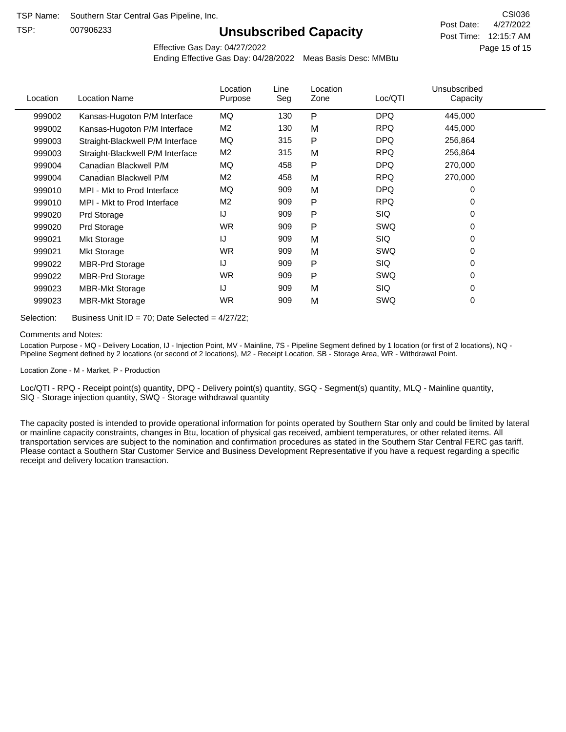TSP Name: Southern Star Central Gas Pipeline, Inc.

TSP: 007906233

# Unsubscribed Capacity

CSI036

Post Date: 4/27/2022

Post Time: 12:15:7 AM

Effective Gas Day: 04/27/2022

Ending Effective Gas Day: 04/28/2022 Meas Basis Desc: MMBtu

| Location | Location Name | Location Purpose | Line Seg | Location Zone | Loc/QTI | Unsubscribed Capacity |
|---|---|---|---|---|---|---|
| 999002 | Kansas-Hugoton P/M Interface | MQ | 130 | P | DPQ | 445,000 |
| 999002 | Kansas-Hugoton P/M Interface | M2 | 130 | M | RPQ | 445,000 |
| 999003 | Straight-Blackwell P/M Interface | MQ | 315 | P | DPQ | 256,864 |
| 999003 | Straight-Blackwell P/M Interface | M2 | 315 | M | RPQ | 256,864 |
| 999004 | Canadian Blackwell P/M | MQ | 458 | P | DPQ | 270,000 |
| 999004 | Canadian Blackwell P/M | M2 | 458 | M | RPQ | 270,000 |
| 999010 | MPI - Mkt to Prod Interface | MQ | 909 | M | DPQ | 0 |
| 999010 | MPI - Mkt to Prod Interface | M2 | 909 | P | RPQ | 0 |
| 999020 | Prd Storage | IJ | 909 | P | SIQ | 0 |
| 999020 | Prd Storage | WR | 909 | P | SWQ | 0 |
| 999021 | Mkt Storage | IJ | 909 | M | SIQ | 0 |
| 999021 | Mkt Storage | WR | 909 | M | SWQ | 0 |
| 999022 | MBR-Prd Storage | IJ | 909 | P | SIQ | 0 |
| 999022 | MBR-Prd Storage | WR | 909 | P | SWQ | 0 |
| 999023 | MBR-Mkt Storage | IJ | 909 | M | SIQ | 0 |
| 999023 | MBR-Mkt Storage | WR | 909 | M | SWQ | 0 |

Selection: Business Unit ID = 70; Date Selected = 4/27/22;

Comments and Notes:

Location Purpose - MQ - Delivery Location, IJ - Injection Point, MV - Mainline, 7S - Pipeline Segment defined by 1 location (or first of 2 locations), NQ - Pipeline Segment defined by 2 locations (or second of 2 locations), M2 - Receipt Location, SB - Storage Area, WR - Withdrawal Point.

Location Zone - M - Market, P - Production

Loc/QTI - RPQ - Receipt point(s) quantity, DPQ - Delivery point(s) quantity, SGQ - Segment(s) quantity, MLQ - Mainline quantity, SIQ - Storage injection quantity, SWQ - Storage withdrawal quantity

The capacity posted is intended to provide operational information for points operated by Southern Star only and could be limited by lateral or mainline capacity constraints, changes in Btu, location of physical gas received, ambient temperatures, or other related items. All transportation services are subject to the nomination and confirmation procedures as stated in the Southern Star Central FERC gas tariff. Please contact a Southern Star Customer Service and Business Development Representative if you have a request regarding a specific receipt and delivery location transaction.